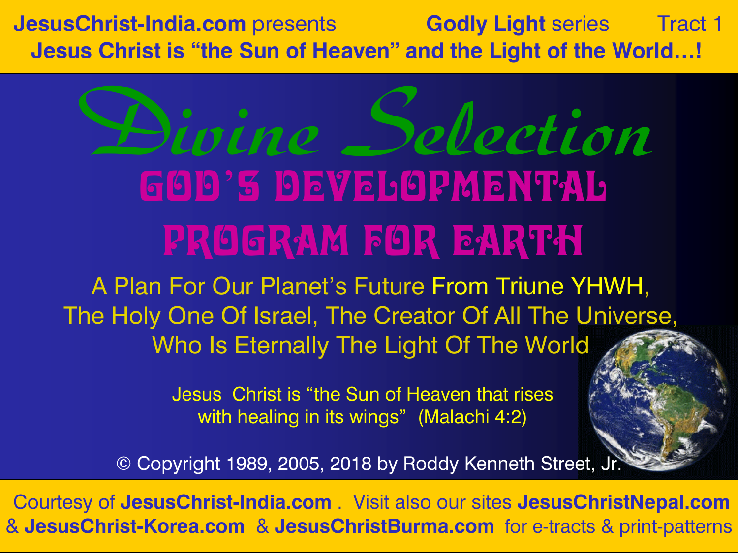**JesusChrist-India.com** presents **Godly Light** series Tract 1

**Jesus Christ is "the Sun of Heaven" and the Light of the World…!**

# Divine Selection

## GOD'S DEVELOPMENTAL PROGRAM FOR EARTH

A Plan For Our Planet's Future From Triune YHWH, The Holy One Of Israel, The Creator Of All The Universe, Who Is Eternally The Light Of The World

Jesus Christ is "the Sun of Heaven that rises with healing in its wings" (Malachi 4:2)

© Copyright 1989, 2005, 2018 by Roddy Kenneth Street, Jr.

Courtesy of **JesusChrist-India.com** . Visit also our sites **JesusChristNepal.com** & **JesusChrist-Korea.com** & **JesusChristBurma.com** for e-tracts & print-patterns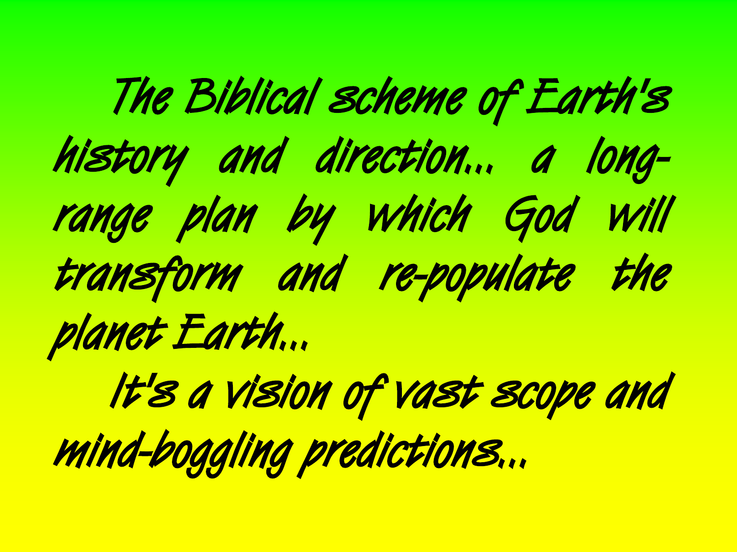*The Biblical scheme of Earth's history and direction… a long-range plan by which God will transform and re-populate the planet Earth…*

*It's a vision of vast scope and mind-boggling predictions…*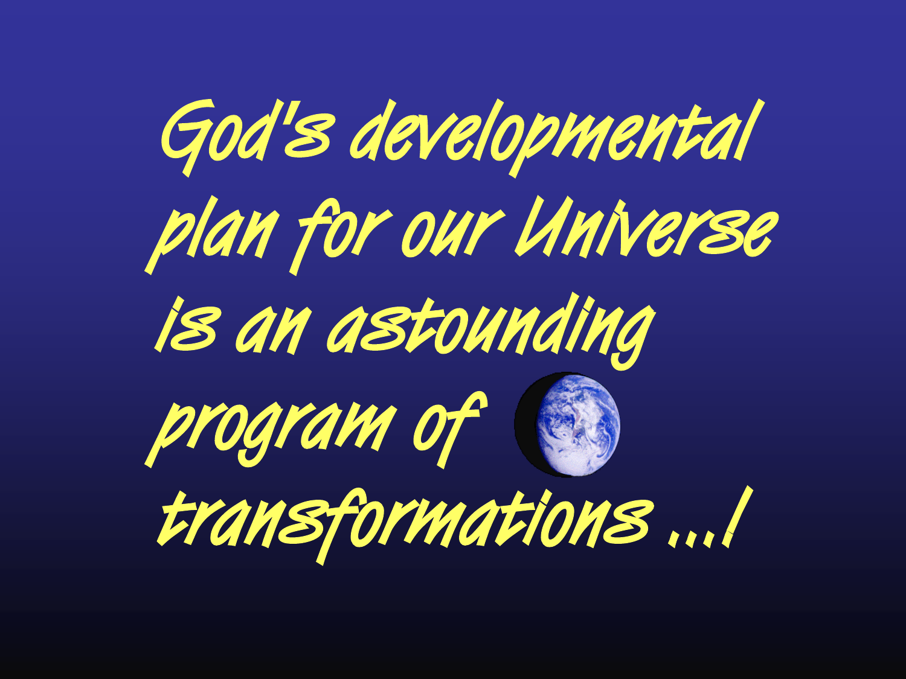God's developmental plan for our Universe is an astounding program of transformations ...!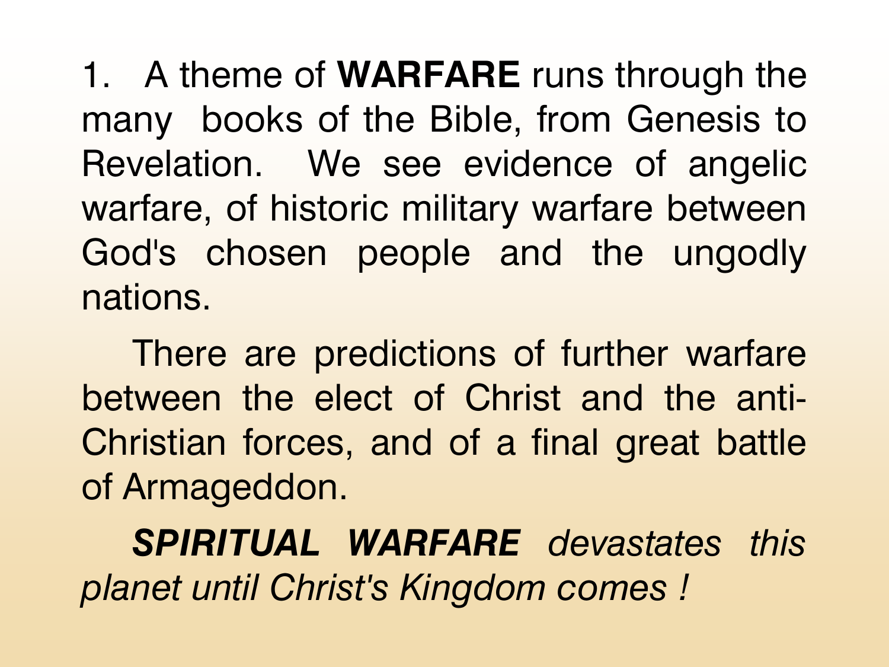1. A theme of **WARFARE** runs through the many books of the Bible, from Genesis to Revelation. We see evidence of angelic warfare, of historic military warfare between God's chosen people and the ungodly nations.

There are predictions of further warfare between the elect of Christ and the anti-Christian forces, and of a final great battle of Armageddon.

***SPIRITUAL WARFARE*** *devastates this planet until Christ's Kingdom comes !*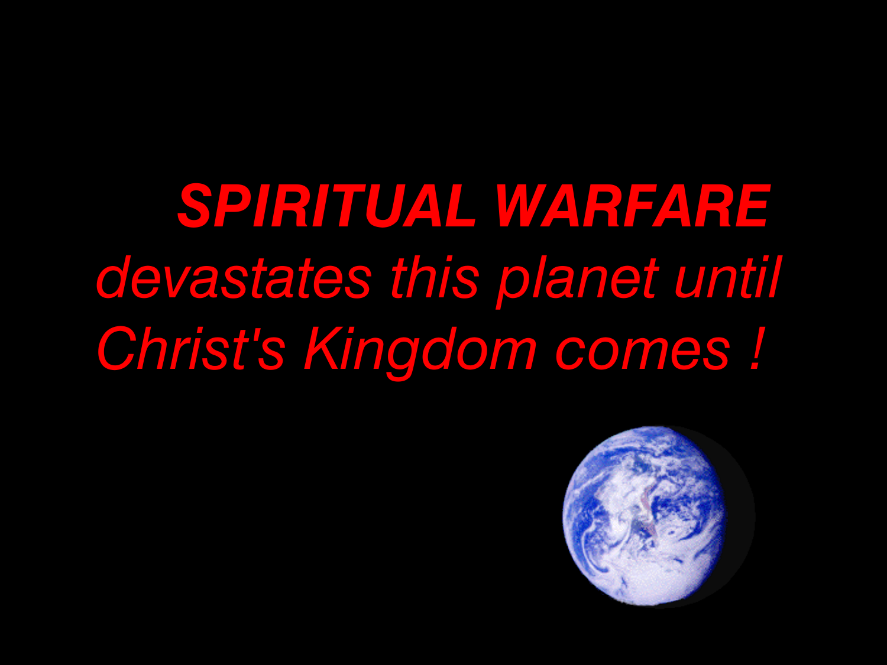# ***SPIRITUAL WARFARE***

*devastates this planet until Christ's Kingdom comes !*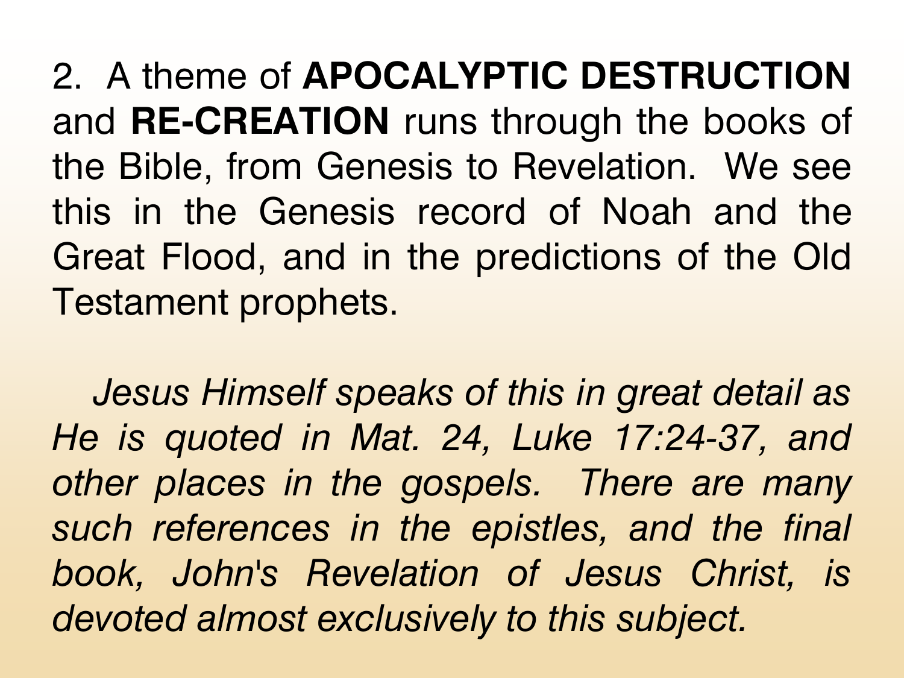2. A theme of **APOCALYPTIC DESTRUCTION** and **RE-CREATION** runs through the books of the Bible, from Genesis to Revelation. We see this in the Genesis record of Noah and the Great Flood, and in the predictions of the Old Testament prophets.

*Jesus Himself speaks of this in great detail as He is quoted in Mat. 24, Luke 17:24-37, and other places in the gospels. There are many such references in the epistles, and the final book, John's Revelation of Jesus Christ, is devoted almost exclusively to this subject.*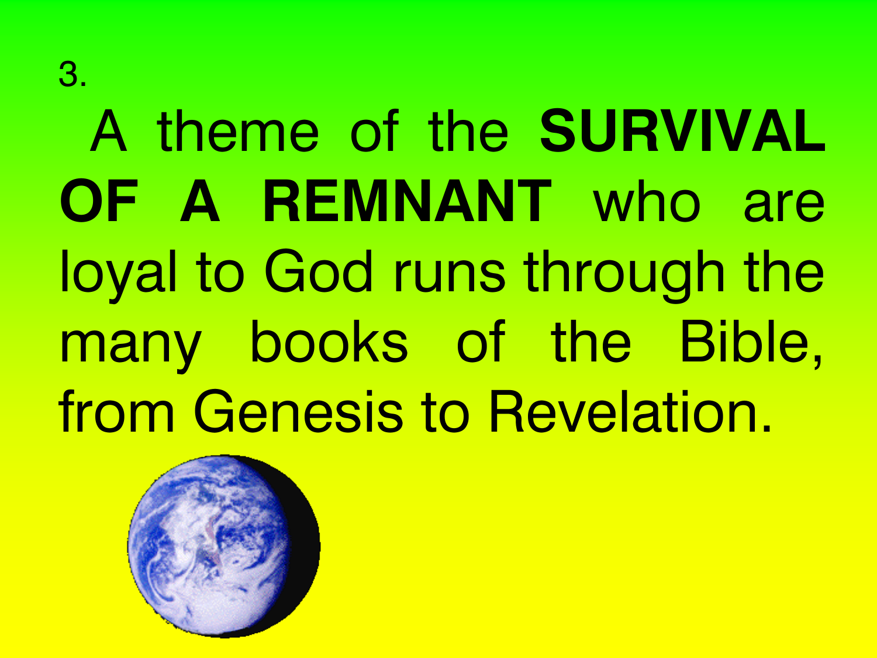3.

A theme of the **SURVIVAL OF A REMNANT** who are loyal to God runs through the many books of the Bible, from Genesis to Revelation.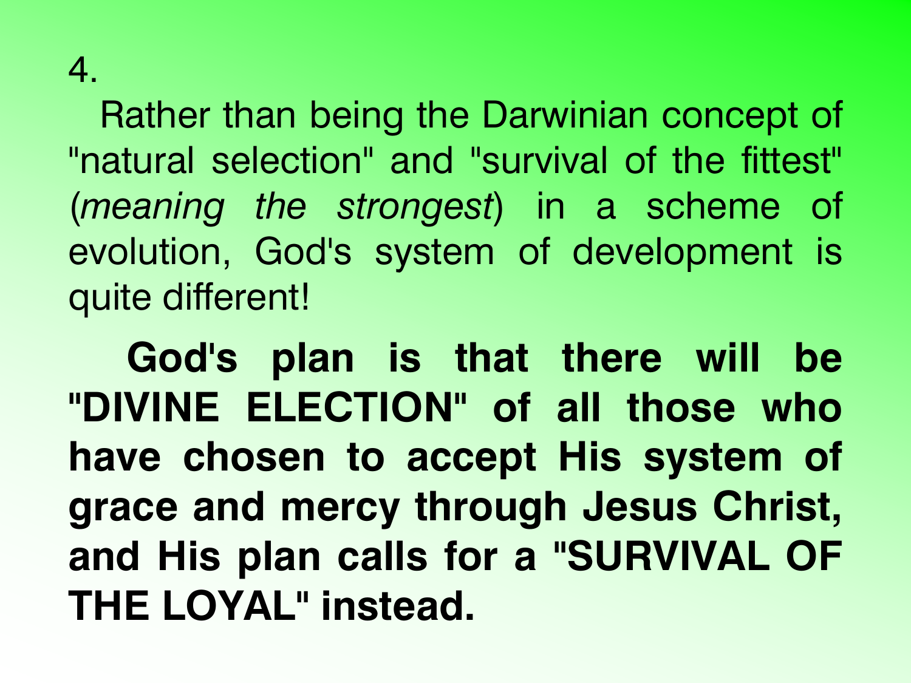4.

Rather than being the Darwinian concept of "natural selection" and "survival of the fittest" (*meaning the strongest*) in a scheme of evolution, God's system of development is quite different!

**God's plan is that there will be "DIVINE ELECTION" of all those who have chosen to accept His system of grace and mercy through Jesus Christ, and His plan calls for a "SURVIVAL OF THE LOYAL" instead.**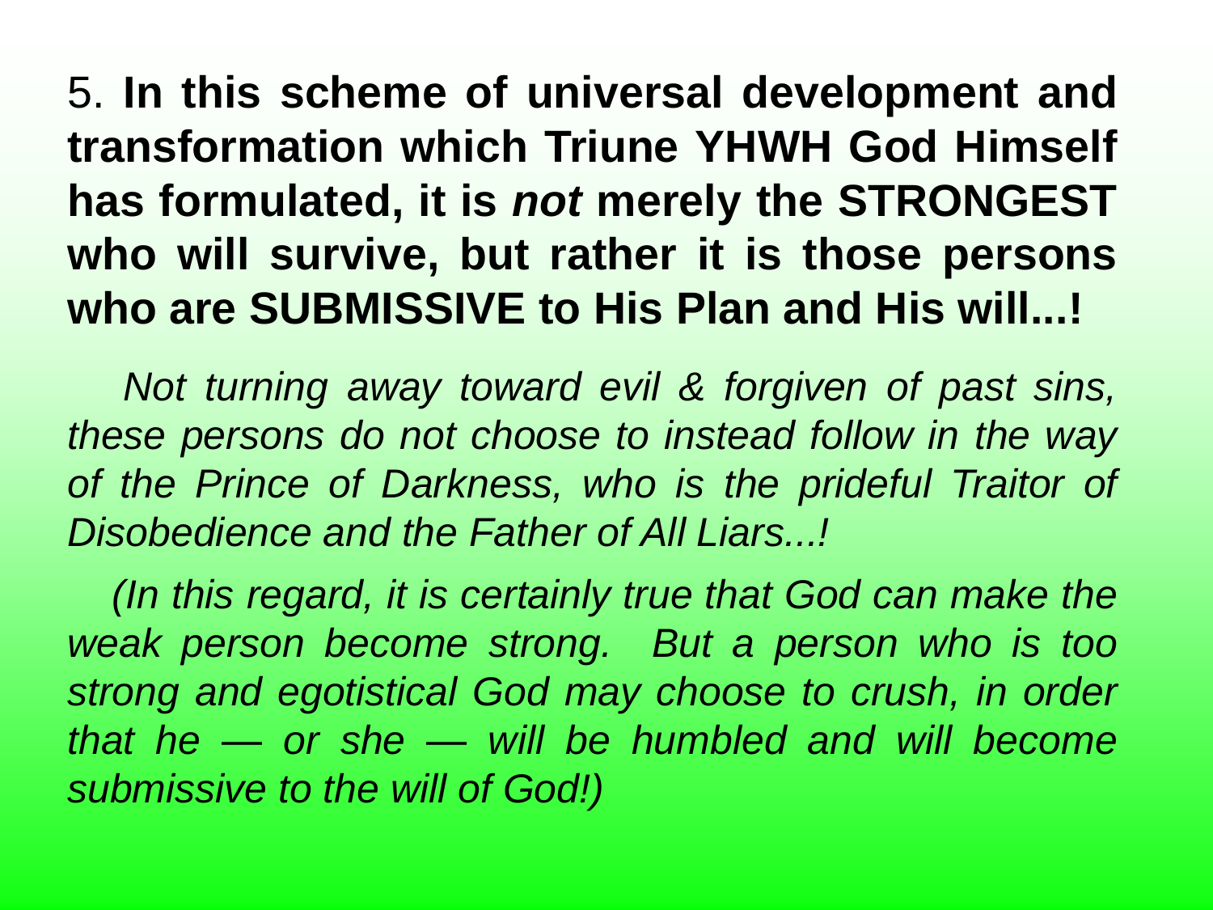5. **In this scheme of universal development and transformation which Triune YHWH God Himself has formulated, it is *not* merely the STRONGEST who will survive, but rather it is those persons who are SUBMISSIVE to His Plan and His will...!**

*Not turning away toward evil & forgiven of past sins, these persons do not choose to instead follow in the way of the Prince of Darkness, who is the prideful Traitor of Disobedience and the Father of All Liars...!*

*(In this regard, it is certainly true that God can make the weak person become strong. But a person who is too strong and egotistical God may choose to crush, in order that he — or she — will be humbled and will become submissive to the will of God!)*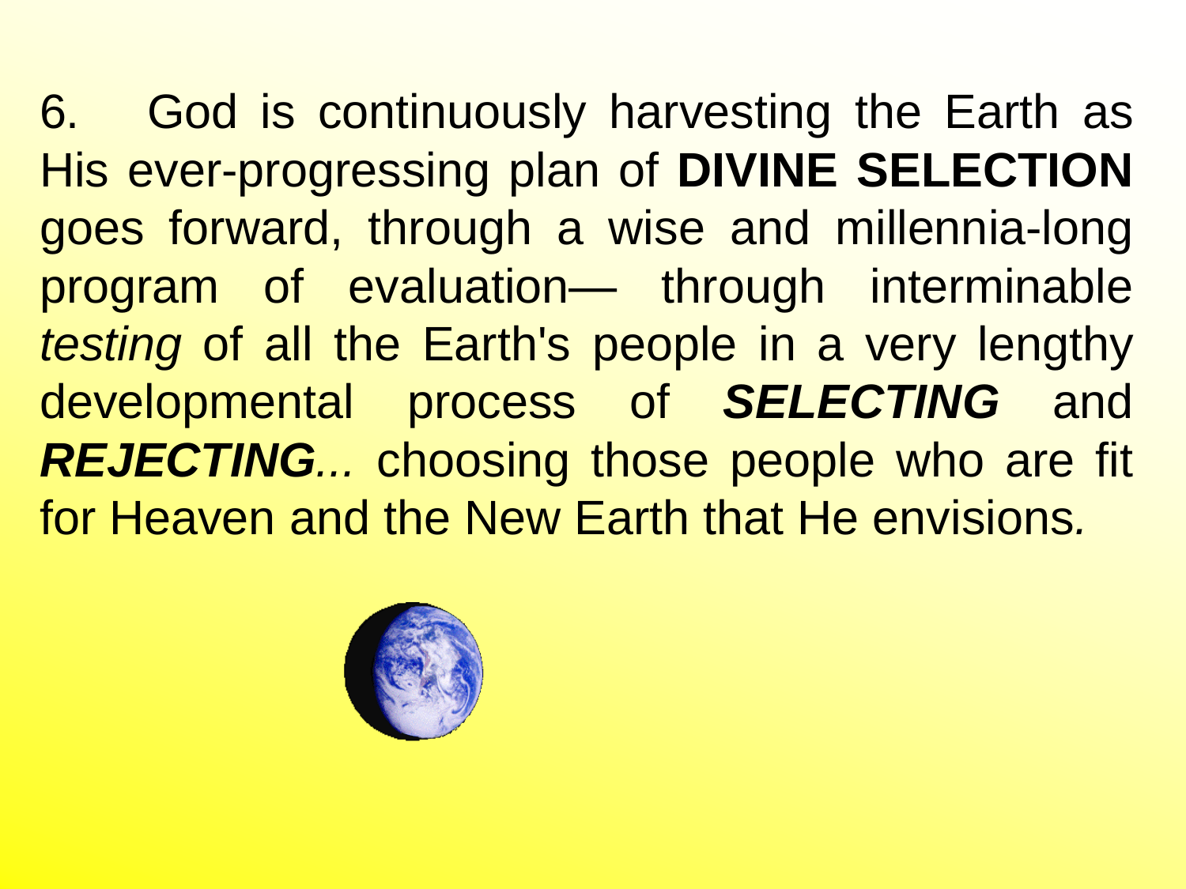6. God is continuously harvesting the Earth as His ever-progressing plan of **DIVINE SELECTION** goes forward, through a wise and millennia-long program of evaluation— through interminable *testing* of all the Earth's people in a very lengthy developmental process of ***SELECTING*** and ***REJECTING***... choosing those people who are fit for Heaven and the New Earth that He envisions.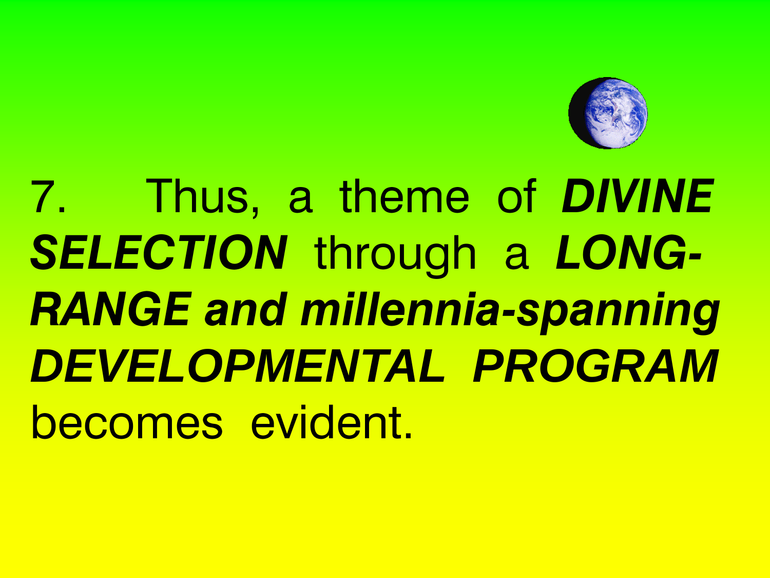7. Thus, a theme of ***DIVINE SELECTION*** through a ***LONG-RANGE and millennia-spanning DEVELOPMENTAL PROGRAM*** becomes evident.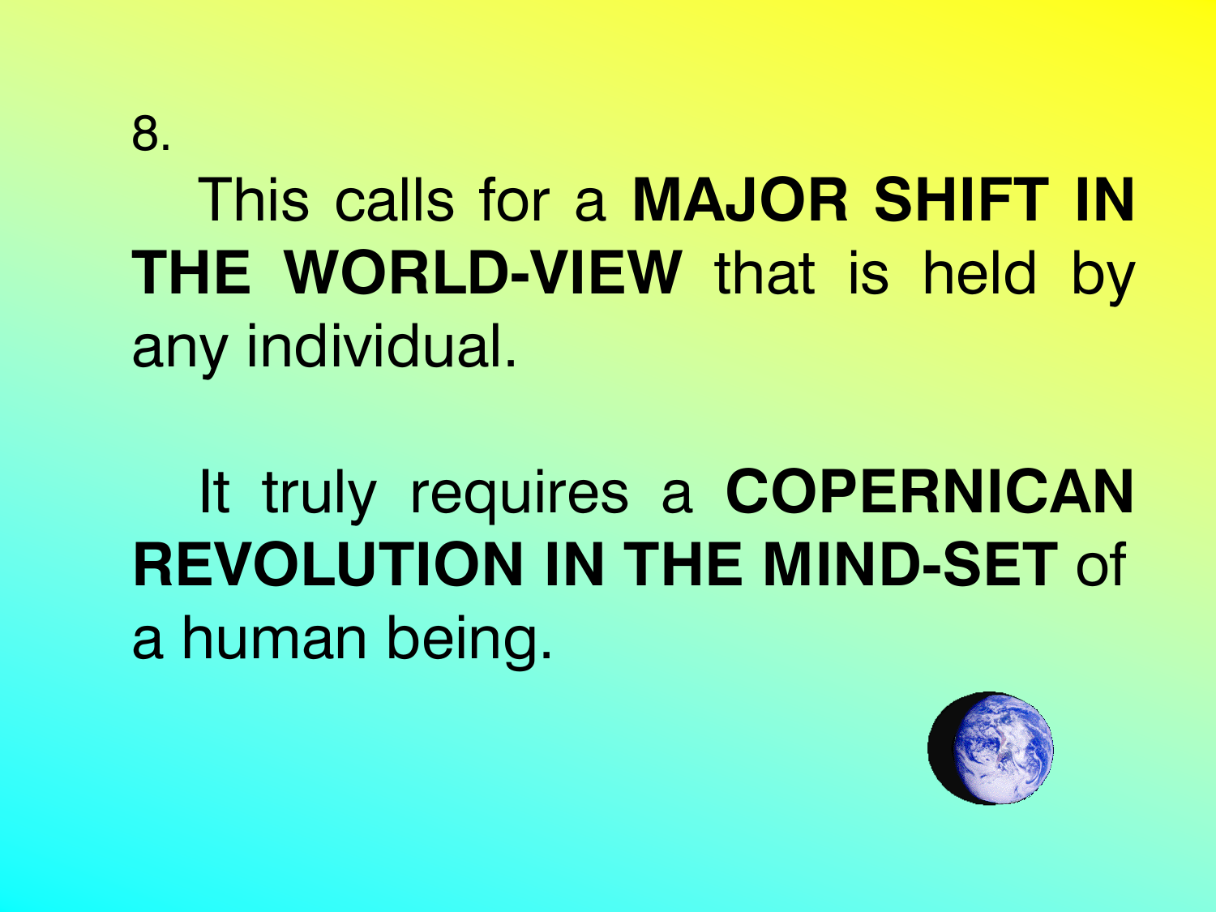8.

This calls for a **MAJOR SHIFT IN THE WORLD-VIEW** that is held by any individual.

It truly requires a **COPERNICAN REVOLUTION IN THE MIND-SET** of a human being.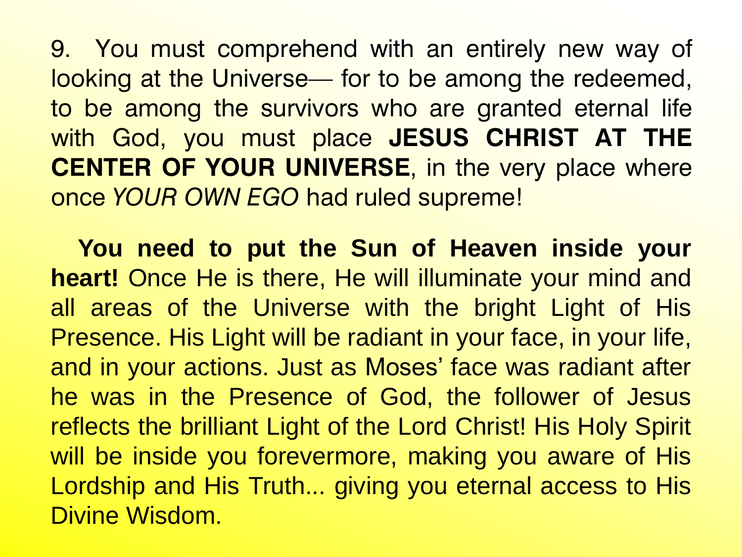9. You must comprehend with an entirely new way of looking at the Universe— for to be among the redeemed, to be among the survivors who are granted eternal life with God, you must place **JESUS CHRIST AT THE CENTER OF YOUR UNIVERSE**, in the very place where once *YOUR OWN EGO* had ruled supreme!

**You need to put the Sun of Heaven inside your heart!** Once He is there, He will illuminate your mind and all areas of the Universe with the bright Light of His Presence. His Light will be radiant in your face, in your life, and in your actions. Just as Moses' face was radiant after he was in the Presence of God, the follower of Jesus reflects the brilliant Light of the Lord Christ! His Holy Spirit will be inside you forevermore, making you aware of His Lordship and His Truth... giving you eternal access to His Divine Wisdom.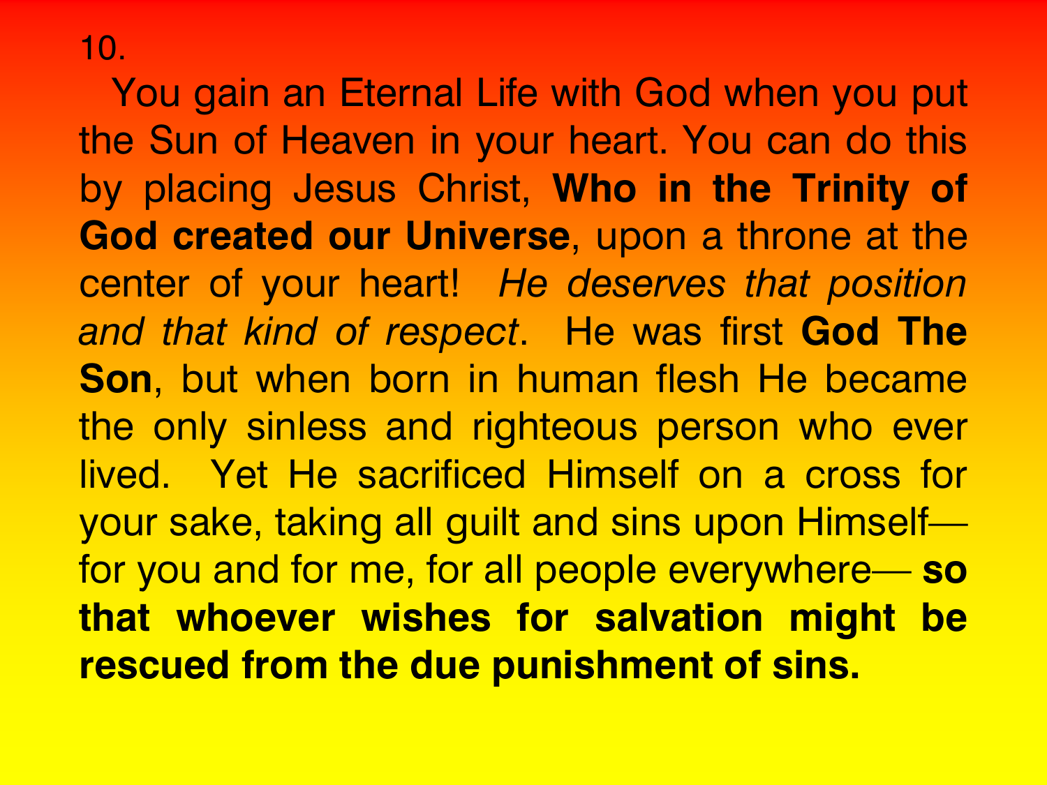10.

You gain an Eternal Life with God when you put the Sun of Heaven in your heart. You can do this by placing Jesus Christ, **Who in the Trinity of God created our Universe**, upon a throne at the center of your heart! *He deserves that position and that kind of respect*. He was first **God The Son**, but when born in human flesh He became the only sinless and righteous person who ever lived. Yet He sacrificed Himself on a cross for your sake, taking all guilt and sins upon Himself— for you and for me, for all people everywhere— **so that whoever wishes for salvation might be rescued from the due punishment of sins.**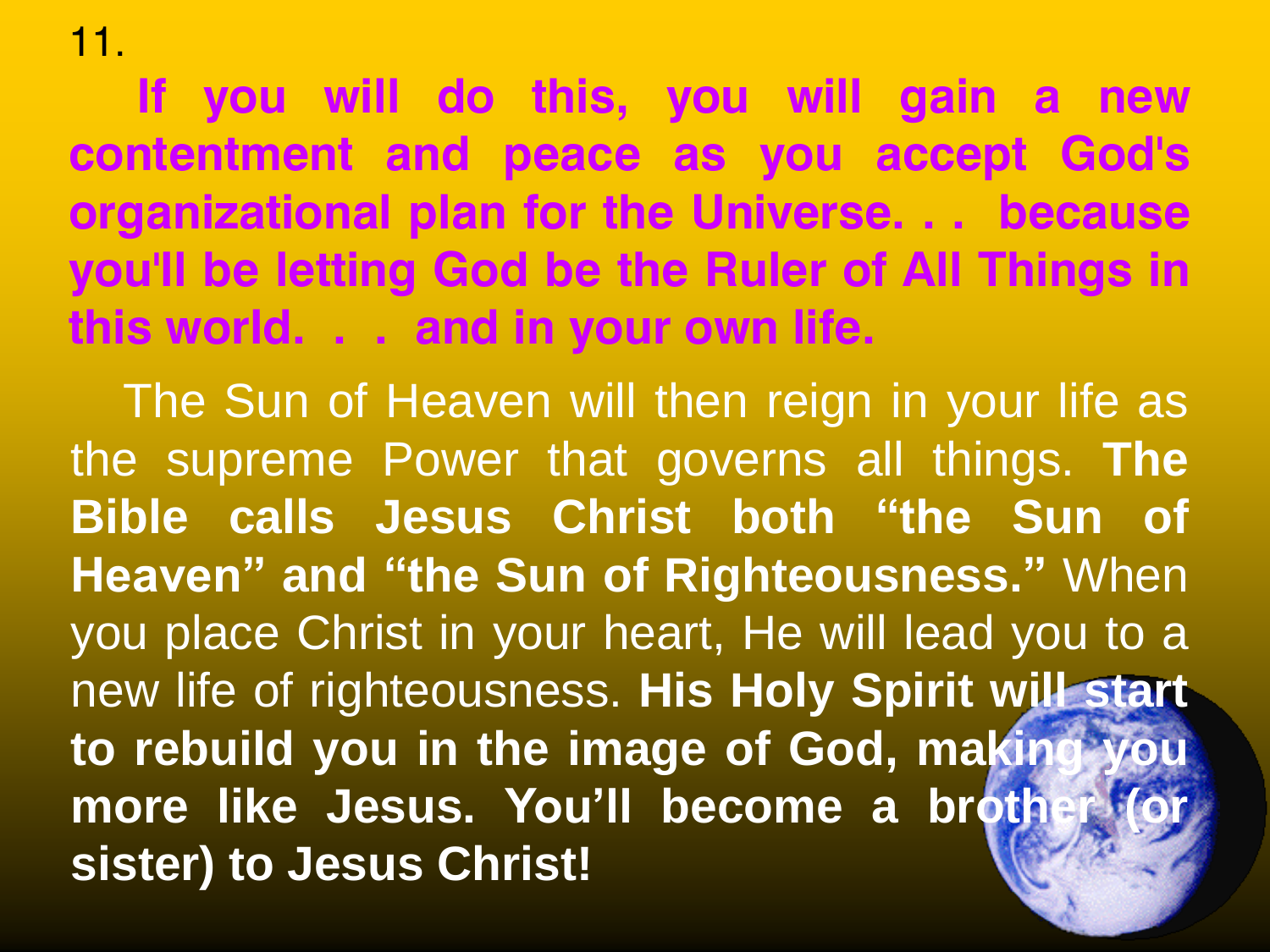11.

**If you will do this, you will gain a new contentment and peace as you accept God's organizational plan for the Universe. . . because you'll be letting God be the Ruler of All Things in this world. . . and in your own life.**

The Sun of Heaven will then reign in your life as the supreme Power that governs all things. **The Bible calls Jesus Christ both "the Sun of Heaven" and "the Sun of Righteousness."** When you place Christ in your heart, He will lead you to a new life of righteousness. **His Holy Spirit will start to rebuild you in the image of God, making you more like Jesus. You'll become a brother (or sister) to Jesus Christ!**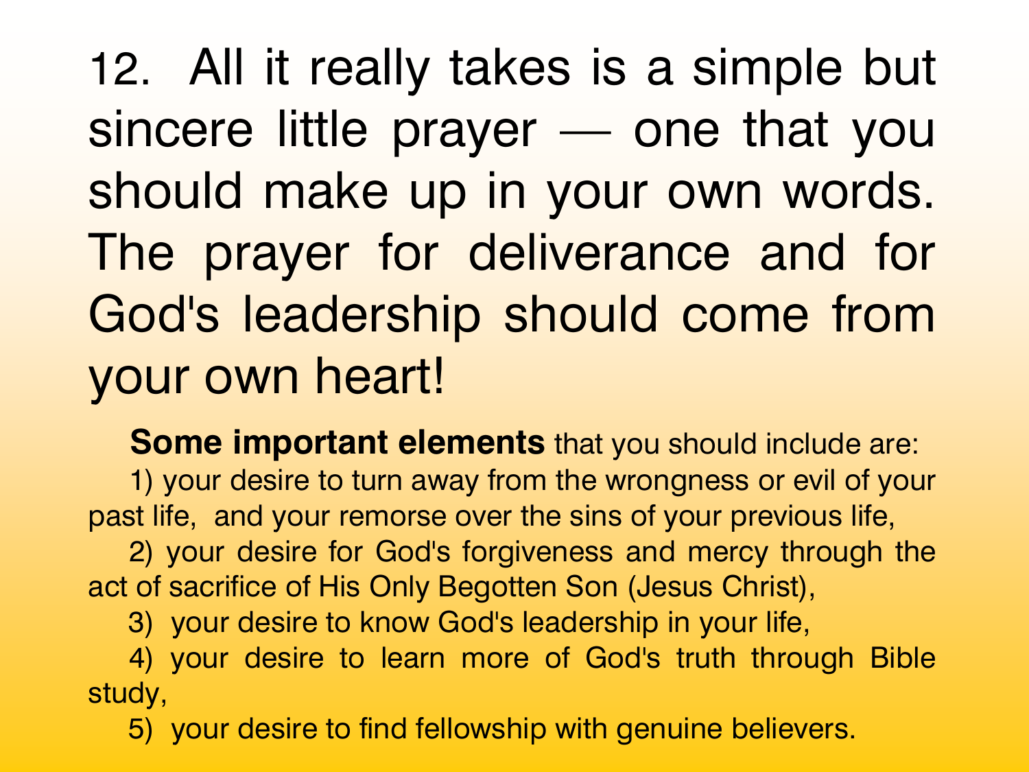12. All it really takes is a simple but sincere little prayer — one that you should make up in your own words. The prayer for deliverance and for God's leadership should come from your own heart!

**Some important elements** that you should include are:

1) your desire to turn away from the wrongness or evil of your past life, and your remorse over the sins of your previous life,

2) your desire for God's forgiveness and mercy through the act of sacrifice of His Only Begotten Son (Jesus Christ),

3) your desire to know God's leadership in your life,

4) your desire to learn more of God's truth through Bible study,

5) your desire to find fellowship with genuine believers.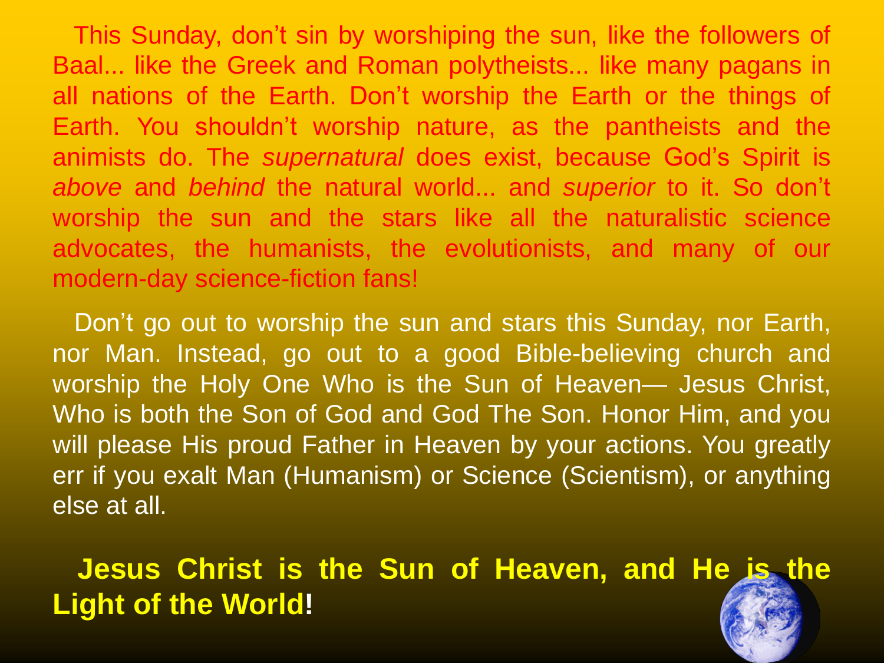This Sunday, don't sin by worshiping the sun, like the followers of Baal... like the Greek and Roman polytheists... like many pagans in all nations of the Earth. Don't worship the Earth or the things of Earth. You shouldn't worship nature, as the pantheists and the animists do. The *supernatural* does exist, because God's Spirit is *above* and *behind* the natural world... and *superior* to it. So don't worship the sun and the stars like all the naturalistic science advocates, the humanists, the evolutionists, and many of our modern-day science-fiction fans!

Don't go out to worship the sun and stars this Sunday, nor Earth, nor Man. Instead, go out to a good Bible-believing church and worship the Holy One Who is the Sun of Heaven— Jesus Christ, Who is both the Son of God and God The Son. Honor Him, and you will please His proud Father in Heaven by your actions. You greatly err if you exalt Man (Humanism) or Science (Scientism), or anything else at all.

**Jesus Christ is the Sun of Heaven, and He is the Light of the World!**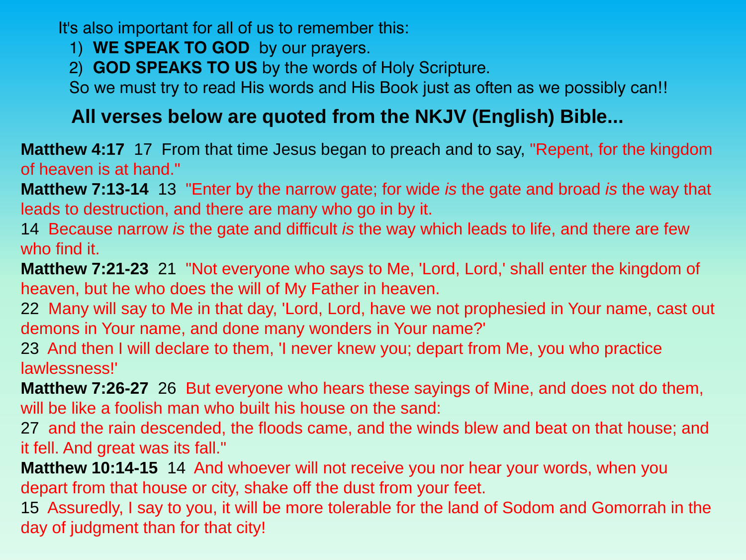It's also important for all of us to remember this:

1) **WE SPEAK TO GOD** by our prayers.
2) **GOD SPEAKS TO US** by the words of Holy Scripture.

So we must try to read His words and His Book just as often as we possibly can!!

**All verses below are quoted from the NKJV (English) Bible...**

**Matthew 4:17** 17 From that time Jesus began to preach and to say, "Repent, for the kingdom of heaven is at hand."

**Matthew 7:13-14** 13 "Enter by the narrow gate; for wide *is* the gate and broad *is* the way that leads to destruction, and there are many who go in by it.

14 Because narrow *is* the gate and difficult *is* the way which leads to life, and there are few who find it.

**Matthew 7:21-23** 21 "Not everyone who says to Me, 'Lord, Lord,' shall enter the kingdom of heaven, but he who does the will of My Father in heaven.

22 Many will say to Me in that day, 'Lord, Lord, have we not prophesied in Your name, cast out demons in Your name, and done many wonders in Your name?'

23 And then I will declare to them, 'I never knew you; depart from Me, you who practice lawlessness!'

**Matthew 7:26-27** 26 But everyone who hears these sayings of Mine, and does not do them, will be like a foolish man who built his house on the sand:

27 and the rain descended, the floods came, and the winds blew and beat on that house; and it fell. And great was its fall."

**Matthew 10:14-15** 14 And whoever will not receive you nor hear your words, when you depart from that house or city, shake off the dust from your feet.

15 Assuredly, I say to you, it will be more tolerable for the land of Sodom and Gomorrah in the day of judgment than for that city!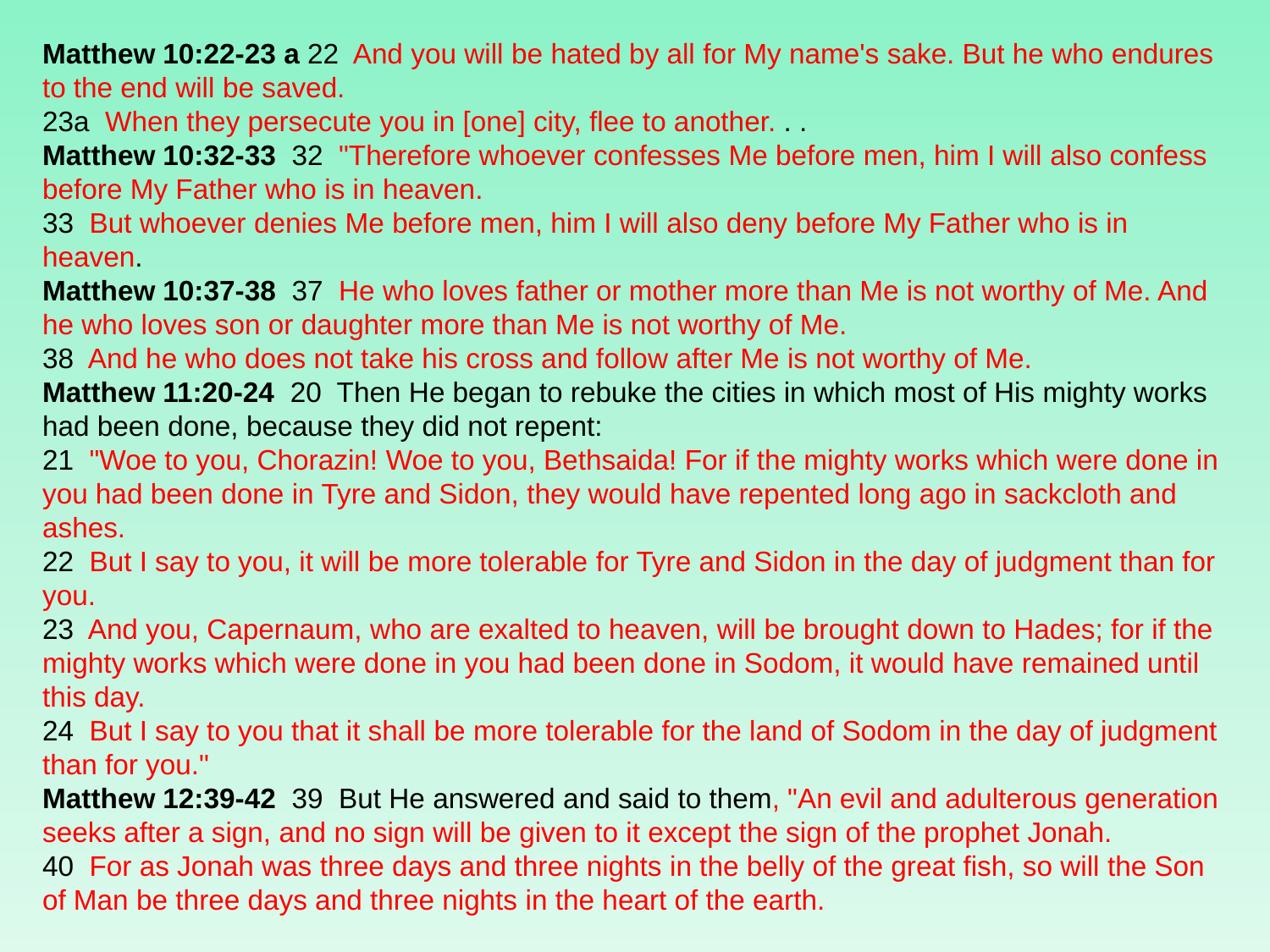**Matthew 10:22-23 a** 22 And you will be hated by all for My name's sake. But he who endures to the end will be saved.

23a When they persecute you in [one] city, flee to another. . .

**Matthew 10:32-33** 32 "Therefore whoever confesses Me before men, him I will also confess before My Father who is in heaven.

33 But whoever denies Me before men, him I will also deny before My Father who is in heaven.

**Matthew 10:37-38** 37 He who loves father or mother more than Me is not worthy of Me. And he who loves son or daughter more than Me is not worthy of Me.

38 And he who does not take his cross and follow after Me is not worthy of Me.

**Matthew 11:20-24** 20 Then He began to rebuke the cities in which most of His mighty works had been done, because they did not repent:

21 "Woe to you, Chorazin! Woe to you, Bethsaida! For if the mighty works which were done in you had been done in Tyre and Sidon, they would have repented long ago in sackcloth and ashes.

22 But I say to you, it will be more tolerable for Tyre and Sidon in the day of judgment than for you.

23 And you, Capernaum, who are exalted to heaven, will be brought down to Hades; for if the mighty works which were done in you had been done in Sodom, it would have remained until this day.

24 But I say to you that it shall be more tolerable for the land of Sodom in the day of judgment than for you."

**Matthew 12:39-42** 39 But He answered and said to them, "An evil and adulterous generation seeks after a sign, and no sign will be given to it except the sign of the prophet Jonah.

40 For as Jonah was three days and three nights in the belly of the great fish, so will the Son of Man be three days and three nights in the heart of the earth.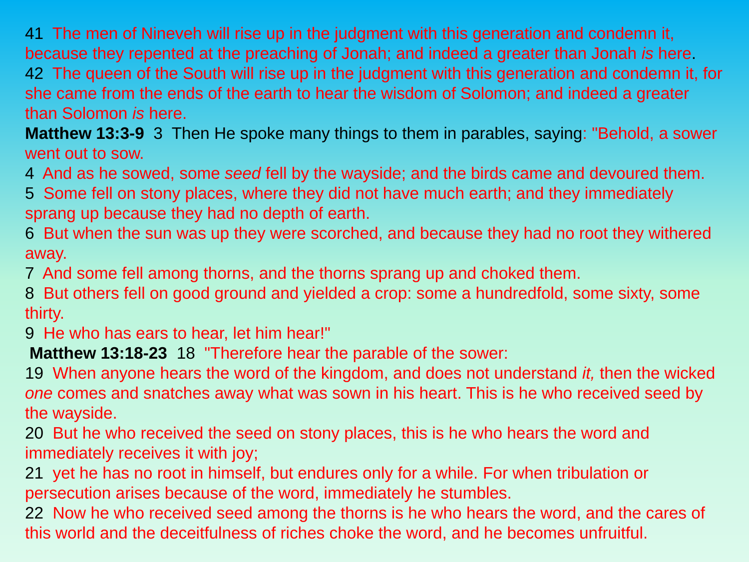41 The men of Nineveh will rise up in the judgment with this generation and condemn it, because they repented at the preaching of Jonah; and indeed a greater than Jonah *is* here.
42 The queen of the South will rise up in the judgment with this generation and condemn it, for she came from the ends of the earth to hear the wisdom of Solomon; and indeed a greater than Solomon *is* here.

**Matthew 13:3-9** 3 Then He spoke many things to them in parables, saying: "Behold, a sower went out to sow.
4 And as he sowed, some *seed* fell by the wayside; and the birds came and devoured them.
5 Some fell on stony places, where they did not have much earth; and they immediately sprang up because they had no depth of earth.
6 But when the sun was up they were scorched, and because they had no root they withered away.
7 And some fell among thorns, and the thorns sprang up and choked them.
8 But others fell on good ground and yielded a crop: some a hundredfold, some sixty, some thirty.
9 He who has ears to hear, let him hear!"

**Matthew 13:18-23** 18 "Therefore hear the parable of the sower:
19 When anyone hears the word of the kingdom, and does not understand *it,* then the wicked *one* comes and snatches away what was sown in his heart. This is he who received seed by the wayside.
20 But he who received the seed on stony places, this is he who hears the word and immediately receives it with joy;
21 yet he has no root in himself, but endures only for a while. For when tribulation or persecution arises because of the word, immediately he stumbles.
22 Now he who received seed among the thorns is he who hears the word, and the cares of this world and the deceitfulness of riches choke the word, and he becomes unfruitful.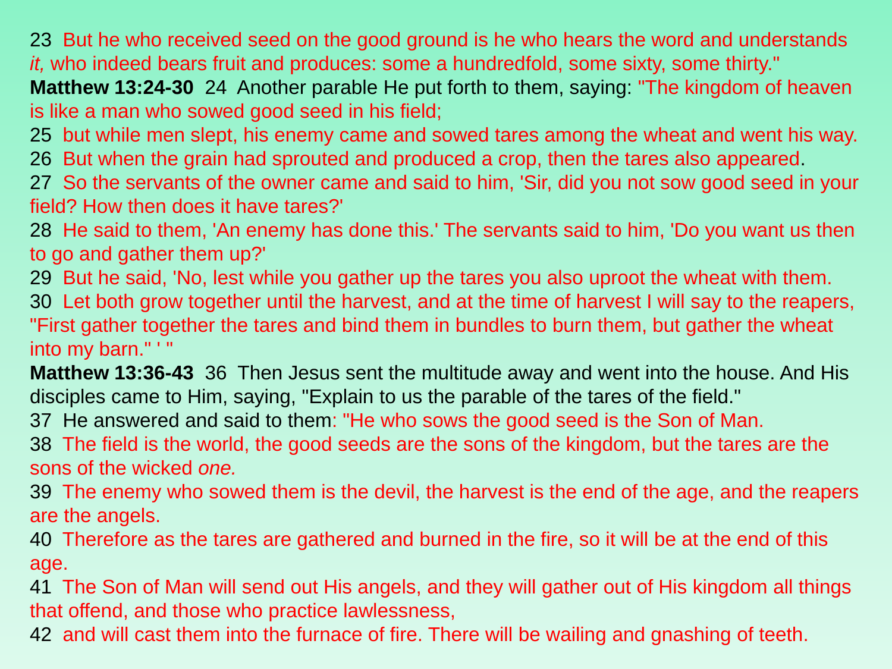23 But he who received seed on the good ground is he who hears the word and understands *it,* who indeed bears fruit and produces: some a hundredfold, some sixty, some thirty."

**Matthew 13:24-30** 24 Another parable He put forth to them, saying: "The kingdom of heaven is like a man who sowed good seed in his field;

25 but while men slept, his enemy came and sowed tares among the wheat and went his way.

26 But when the grain had sprouted and produced a crop, then the tares also appeared.

27 So the servants of the owner came and said to him, 'Sir, did you not sow good seed in your field? How then does it have tares?'

28 He said to them, 'An enemy has done this.' The servants said to him, 'Do you want us then to go and gather them up?'

29 But he said, 'No, lest while you gather up the tares you also uproot the wheat with them.

30 Let both grow together until the harvest, and at the time of harvest I will say to the reapers, "First gather together the tares and bind them in bundles to burn them, but gather the wheat into my barn." ' "

**Matthew 13:36-43** 36 Then Jesus sent the multitude away and went into the house. And His disciples came to Him, saying, "Explain to us the parable of the tares of the field."

37 He answered and said to them: "He who sows the good seed is the Son of Man.

38 The field is the world, the good seeds are the sons of the kingdom, but the tares are the sons of the wicked *one.*

39 The enemy who sowed them is the devil, the harvest is the end of the age, and the reapers are the angels.

40 Therefore as the tares are gathered and burned in the fire, so it will be at the end of this age.

41 The Son of Man will send out His angels, and they will gather out of His kingdom all things that offend, and those who practice lawlessness,

42 and will cast them into the furnace of fire. There will be wailing and gnashing of teeth.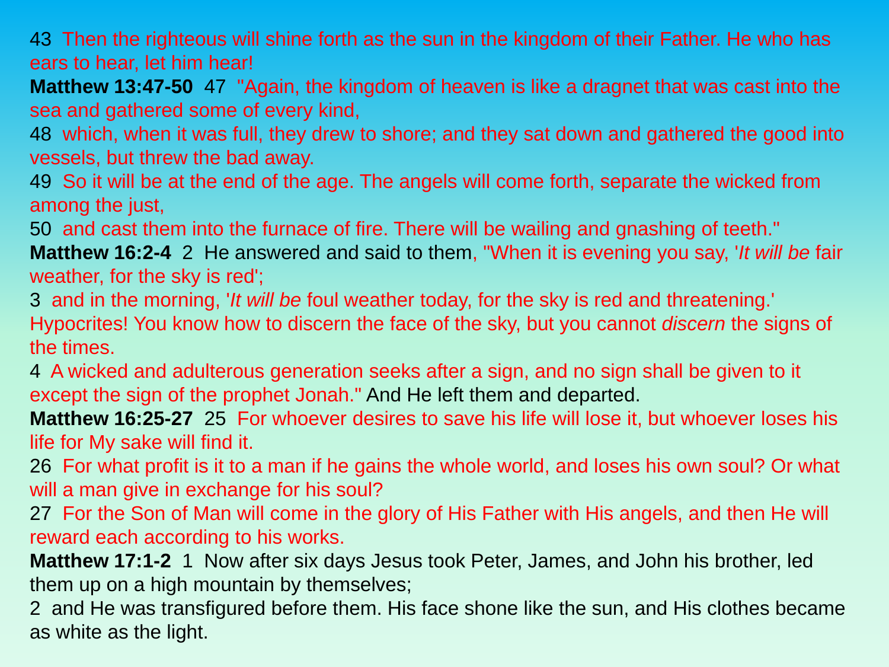43 Then the righteous will shine forth as the sun in the kingdom of their Father. He who has ears to hear, let him hear!

**Matthew 13:47-50** 47 "Again, the kingdom of heaven is like a dragnet that was cast into the sea and gathered some of every kind,

48 which, when it was full, they drew to shore; and they sat down and gathered the good into vessels, but threw the bad away.

49 So it will be at the end of the age. The angels will come forth, separate the wicked from among the just,

50 and cast them into the furnace of fire. There will be wailing and gnashing of teeth."

**Matthew 16:2-4** 2 He answered and said to them, "When it is evening you say, '*It will be* fair weather, for the sky is red';

3 and in the morning, '*It will be* foul weather today, for the sky is red and threatening.' Hypocrites! You know how to discern the face of the sky, but you cannot *discern* the signs of the times.

4 A wicked and adulterous generation seeks after a sign, and no sign shall be given to it except the sign of the prophet Jonah." And He left them and departed.

**Matthew 16:25-27** 25 For whoever desires to save his life will lose it, but whoever loses his life for My sake will find it.

26 For what profit is it to a man if he gains the whole world, and loses his own soul? Or what will a man give in exchange for his soul?

27 For the Son of Man will come in the glory of His Father with His angels, and then He will reward each according to his works.

**Matthew 17:1-2** 1 Now after six days Jesus took Peter, James, and John his brother, led them up on a high mountain by themselves;

2 and He was transfigured before them. His face shone like the sun, and His clothes became as white as the light.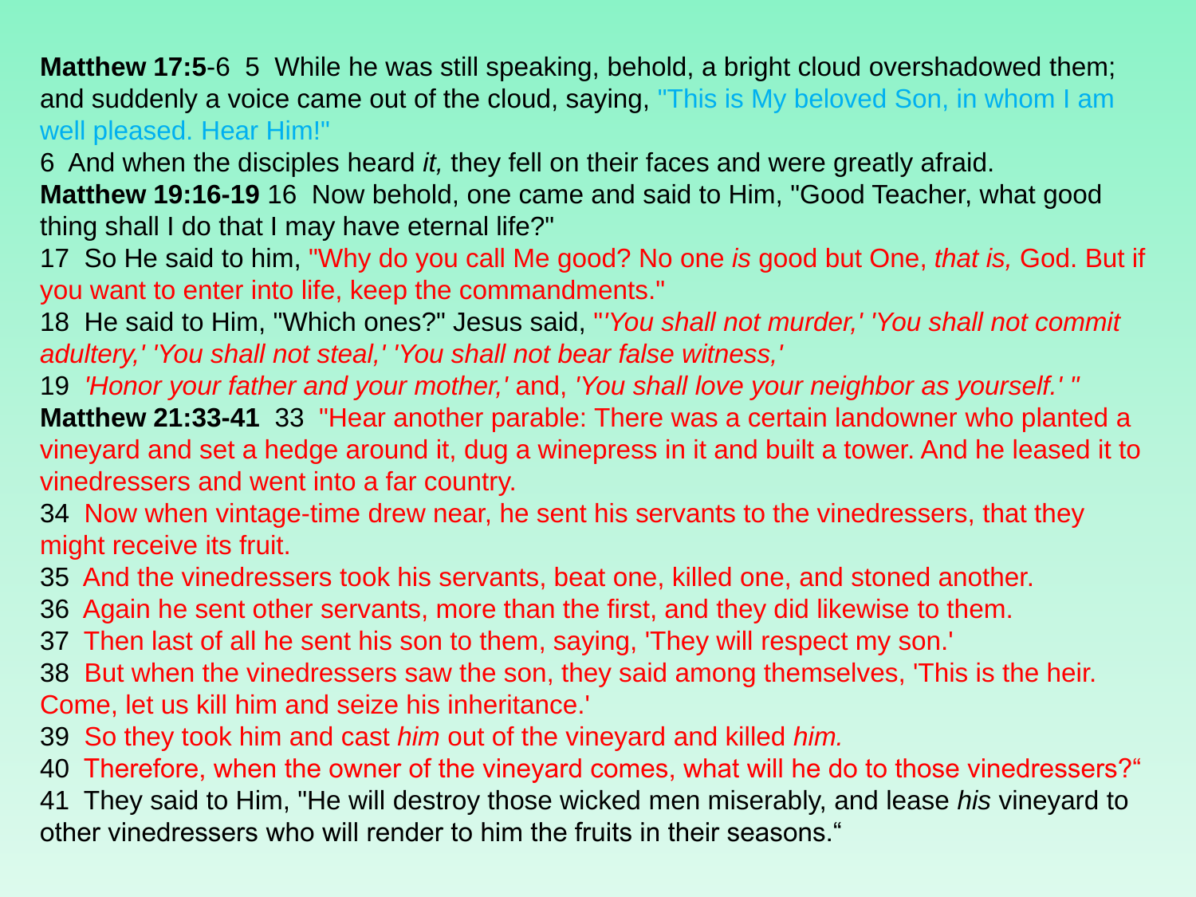**Matthew 17:5**-6 5 While he was still speaking, behold, a bright cloud overshadowed them; and suddenly a voice came out of the cloud, saying, "This is My beloved Son, in whom I am well pleased. Hear Him!"

6 And when the disciples heard *it,* they fell on their faces and were greatly afraid.

**Matthew 19:16-19** 16 Now behold, one came and said to Him, "Good Teacher, what good thing shall I do that I may have eternal life?"

17 So He said to him, "Why do you call Me good? No one *is* good but One, *that is,* God. But if you want to enter into life, keep the commandments."

18 He said to Him, "Which ones?" Jesus said, "*'You shall not murder,' 'You shall not commit adultery,' 'You shall not steal,' 'You shall not bear false witness,'*

19 *'Honor your father and your mother,'* and, *'You shall love your neighbor as yourself.'* "

**Matthew 21:33-41** 33 "Hear another parable: There was a certain landowner who planted a vineyard and set a hedge around it, dug a winepress in it and built a tower. And he leased it to vinedressers and went into a far country.

34 Now when vintage-time drew near, he sent his servants to the vinedressers, that they might receive its fruit.

35 And the vinedressers took his servants, beat one, killed one, and stoned another.

36 Again he sent other servants, more than the first, and they did likewise to them.

37 Then last of all he sent his son to them, saying, 'They will respect my son.'

38 But when the vinedressers saw the son, they said among themselves, 'This is the heir. Come, let us kill him and seize his inheritance.'

39 So they took him and cast *him* out of the vineyard and killed *him.*

40 Therefore, when the owner of the vineyard comes, what will he do to those vinedressers?"

41 They said to Him, "He will destroy those wicked men miserably, and lease *his* vineyard to other vinedressers who will render to him the fruits in their seasons."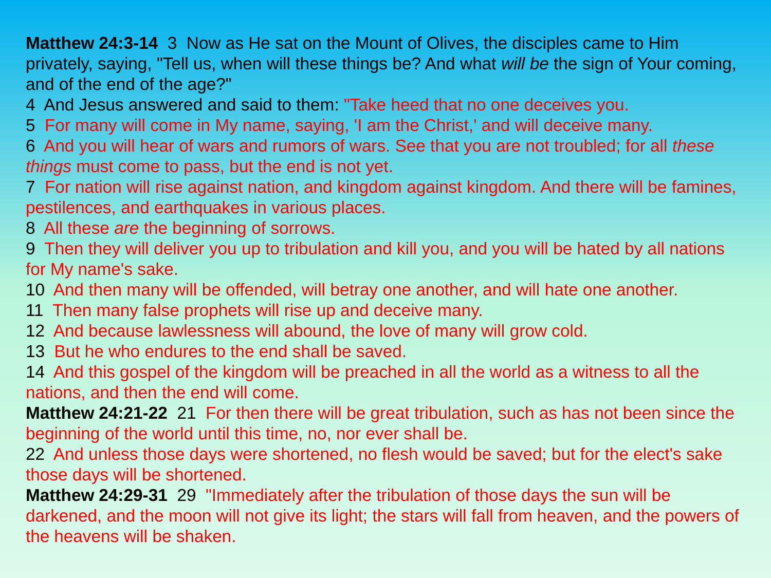**Matthew 24:3-14** 3 Now as He sat on the Mount of Olives, the disciples came to Him privately, saying, "Tell us, when will these things be? And what *will be* the sign of Your coming, and of the end of the age?"

4 And Jesus answered and said to them: "Take heed that no one deceives you.

5 For many will come in My name, saying, 'I am the Christ,' and will deceive many.

6 And you will hear of wars and rumors of wars. See that you are not troubled; for all *these things* must come to pass, but the end is not yet.

7 For nation will rise against nation, and kingdom against kingdom. And there will be famines, pestilences, and earthquakes in various places.

8 All these *are* the beginning of sorrows.

9 Then they will deliver you up to tribulation and kill you, and you will be hated by all nations for My name's sake.

10 And then many will be offended, will betray one another, and will hate one another.

11 Then many false prophets will rise up and deceive many.

12 And because lawlessness will abound, the love of many will grow cold.

13 But he who endures to the end shall be saved.

14 And this gospel of the kingdom will be preached in all the world as a witness to all the nations, and then the end will come.

**Matthew 24:21-22** 21 For then there will be great tribulation, such as has not been since the beginning of the world until this time, no, nor ever shall be.

22 And unless those days were shortened, no flesh would be saved; but for the elect's sake those days will be shortened.

**Matthew 24:29-31** 29 "Immediately after the tribulation of those days the sun will be darkened, and the moon will not give its light; the stars will fall from heaven, and the powers of the heavens will be shaken.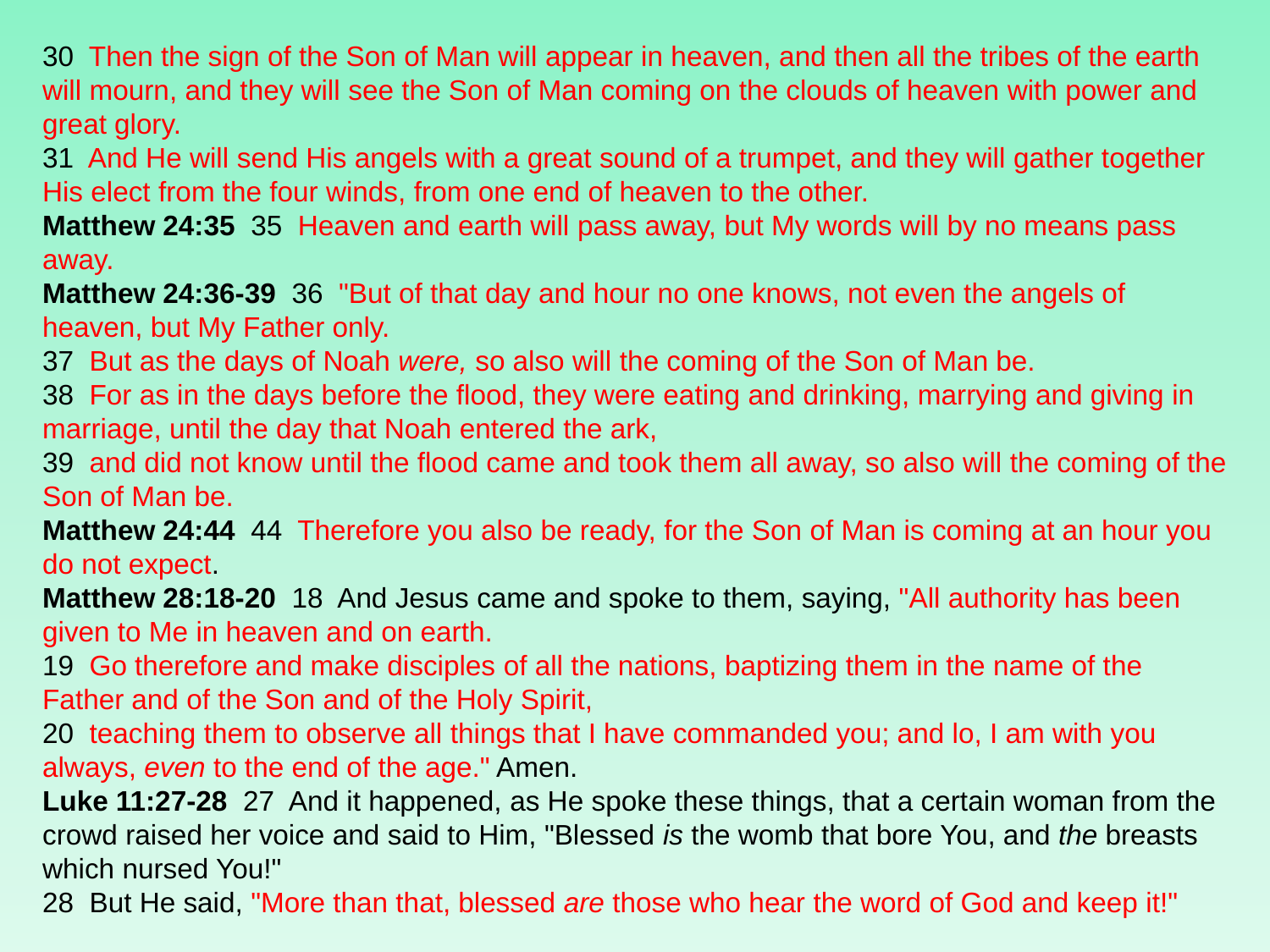30  Then the sign of the Son of Man will appear in heaven, and then all the tribes of the earth will mourn, and they will see the Son of Man coming on the clouds of heaven with power and great glory.

31  And He will send His angels with a great sound of a trumpet, and they will gather together His elect from the four winds, from one end of heaven to the other.

**Matthew 24:35**  35  Heaven and earth will pass away, but My words will by no means pass away.

**Matthew 24:36-39**  36  "But of that day and hour no one knows, not even the angels of heaven, but My Father only.

37  But as the days of Noah *were,* so also will the coming of the Son of Man be.

38  For as in the days before the flood, they were eating and drinking, marrying and giving in marriage, until the day that Noah entered the ark,

39  and did not know until the flood came and took them all away, so also will the coming of the Son of Man be.

**Matthew 24:44**  44  Therefore you also be ready, for the Son of Man is coming at an hour you do not expect.

**Matthew 28:18-20**  18  And Jesus came and spoke to them, saying, "All authority has been given to Me in heaven and on earth.

19  Go therefore and make disciples of all the nations, baptizing them in the name of the Father and of the Son and of the Holy Spirit,

20  teaching them to observe all things that I have commanded you; and lo, I am with you always, *even* to the end of the age." Amen.

**Luke 11:27-28**  27  And it happened, as He spoke these things, that a certain woman from the crowd raised her voice and said to Him, "Blessed *is* the womb that bore You, and *the* breasts which nursed You!"

28  But He said, "More than that, blessed *are* those who hear the word of God and keep it!"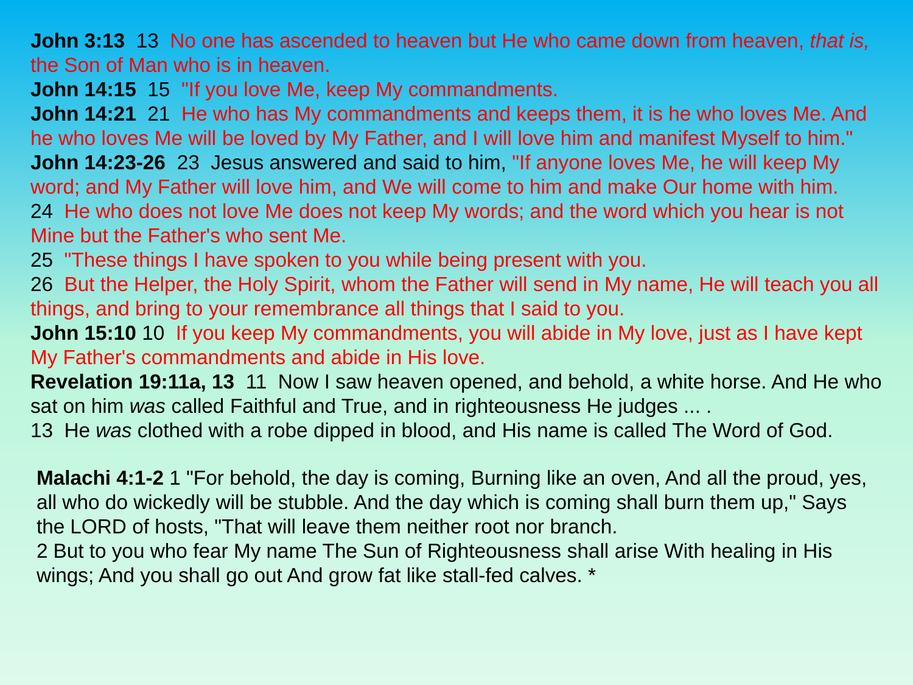**John 3:13** 13 No one has ascended to heaven but He who came down from heaven, *that is,* the Son of Man who is in heaven.

**John 14:15** 15 "If you love Me, keep My commandments.

**John 14:21** 21 He who has My commandments and keeps them, it is he who loves Me. And he who loves Me will be loved by My Father, and I will love him and manifest Myself to him."

**John 14:23-26** 23 Jesus answered and said to him, "If anyone loves Me, he will keep My word; and My Father will love him, and We will come to him and make Our home with him.

24 He who does not love Me does not keep My words; and the word which you hear is not Mine but the Father's who sent Me.

25 "These things I have spoken to you while being present with you.

26 But the Helper, the Holy Spirit, whom the Father will send in My name, He will teach you all things, and bring to your remembrance all things that I said to you.

**John 15:10** 10 If you keep My commandments, you will abide in My love, just as I have kept My Father's commandments and abide in His love.

**Revelation 19:11a, 13** 11 Now I saw heaven opened, and behold, a white horse. And He who sat on him *was* called Faithful and True, and in righteousness He judges ... .

13 He *was* clothed with a robe dipped in blood, and His name is called The Word of God.

**Malachi 4:1-2** 1 "For behold, the day is coming, Burning like an oven, And all the proud, yes, all who do wickedly will be stubble. And the day which is coming shall burn them up," Says the LORD of hosts, "That will leave them neither root nor branch.

2 But to you who fear My name The Sun of Righteousness shall arise With healing in His wings; And you shall go out And grow fat like stall-fed calves. *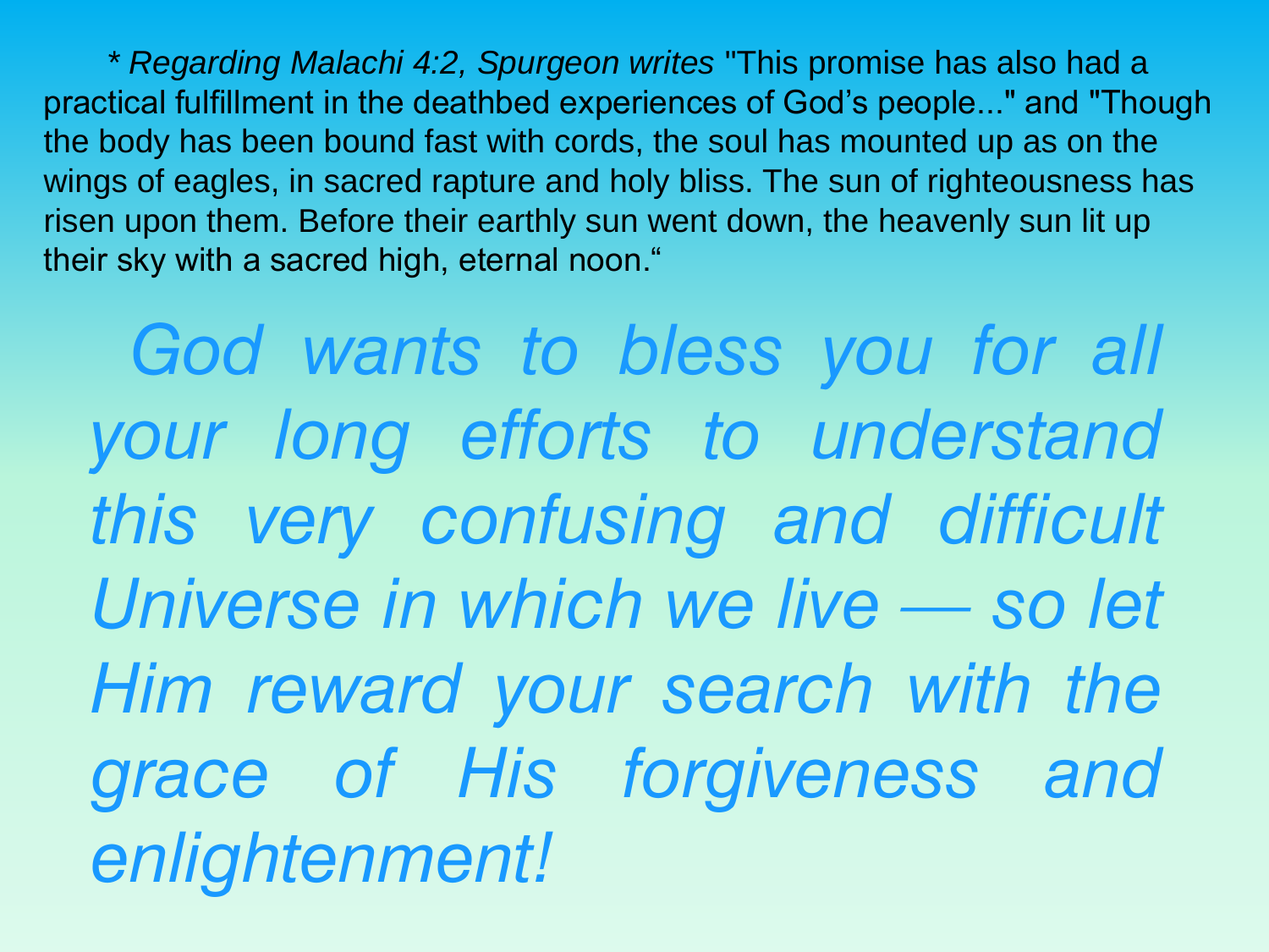\* *Regarding Malachi 4:2, Spurgeon writes* "This promise has also had a practical fulfillment in the deathbed experiences of God's people..." and "Though the body has been bound fast with cords, the soul has mounted up as on the wings of eagles, in sacred rapture and holy bliss. The sun of righteousness has risen upon them. Before their earthly sun went down, the heavenly sun lit up their sky with a sacred high, eternal noon."

*God wants to bless you for all your long efforts to understand this very confusing and difficult Universe in which we live — so let Him reward your search with the grace of His forgiveness and enlightenment!*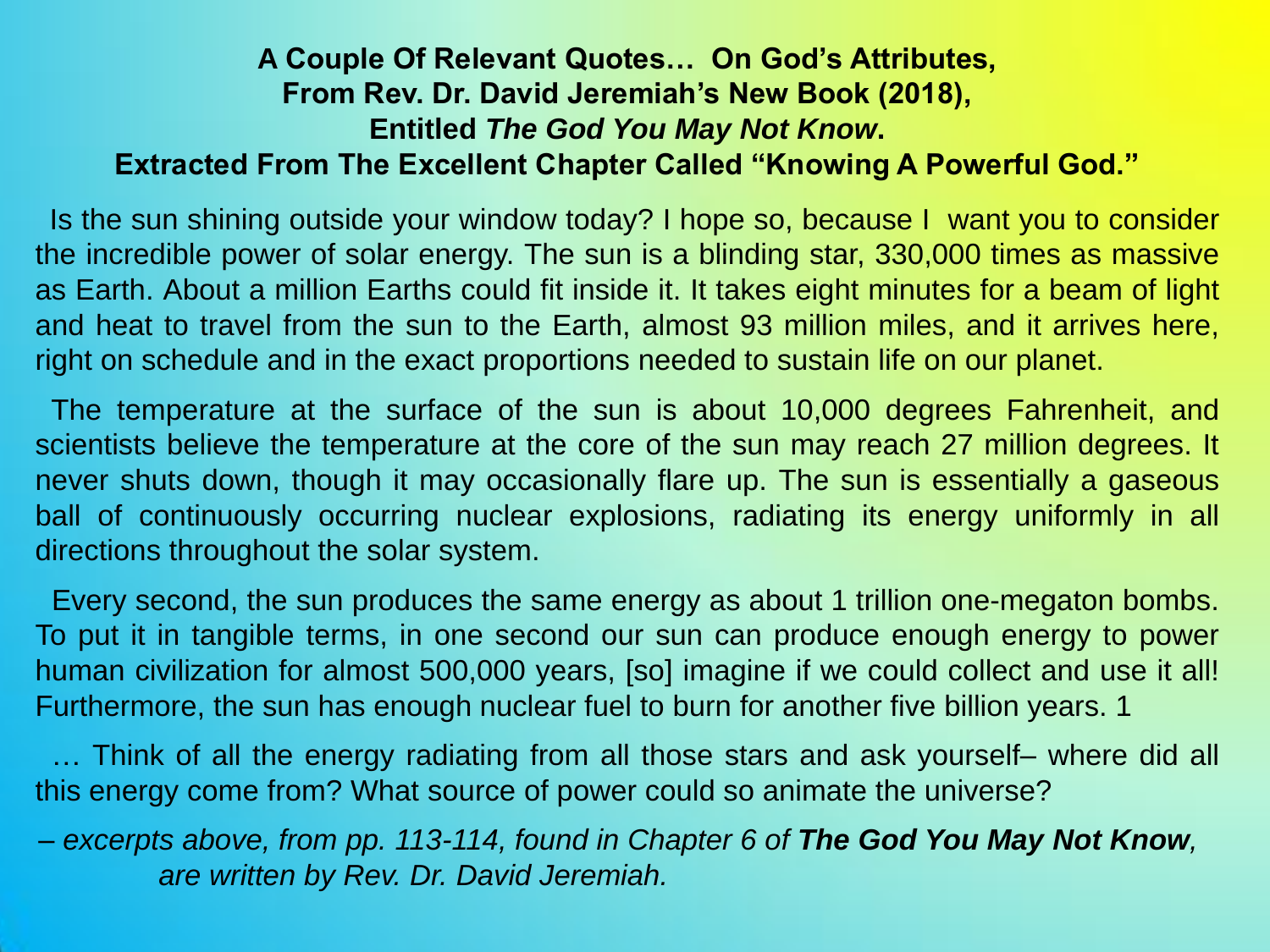**A Couple Of Relevant Quotes… On God's Attributes, From Rev. Dr. David Jeremiah's New Book (2018), Entitled *The God You May Not Know*. Extracted From The Excellent Chapter Called "Knowing A Powerful God."**

Is the sun shining outside your window today? I hope so, because I want you to consider the incredible power of solar energy. The sun is a blinding star, 330,000 times as massive as Earth. About a million Earths could fit inside it. It takes eight minutes for a beam of light and heat to travel from the sun to the Earth, almost 93 million miles, and it arrives here, right on schedule and in the exact proportions needed to sustain life on our planet.

The temperature at the surface of the sun is about 10,000 degrees Fahrenheit, and scientists believe the temperature at the core of the sun may reach 27 million degrees. It never shuts down, though it may occasionally flare up. The sun is essentially a gaseous ball of continuously occurring nuclear explosions, radiating its energy uniformly in all directions throughout the solar system.

Every second, the sun produces the same energy as about 1 trillion one-megaton bombs. To put it in tangible terms, in one second our sun can produce enough energy to power human civilization for almost 500,000 years, [so] imagine if we could collect and use it all! Furthermore, the sun has enough nuclear fuel to burn for another five billion years. 1

… Think of all the energy radiating from all those stars and ask yourself– where did all this energy come from? What source of power could so animate the universe?

*– excerpts above, from pp. 113-114, found in Chapter 6 of **The God You May Not Know**, are written by Rev. Dr. David Jeremiah.*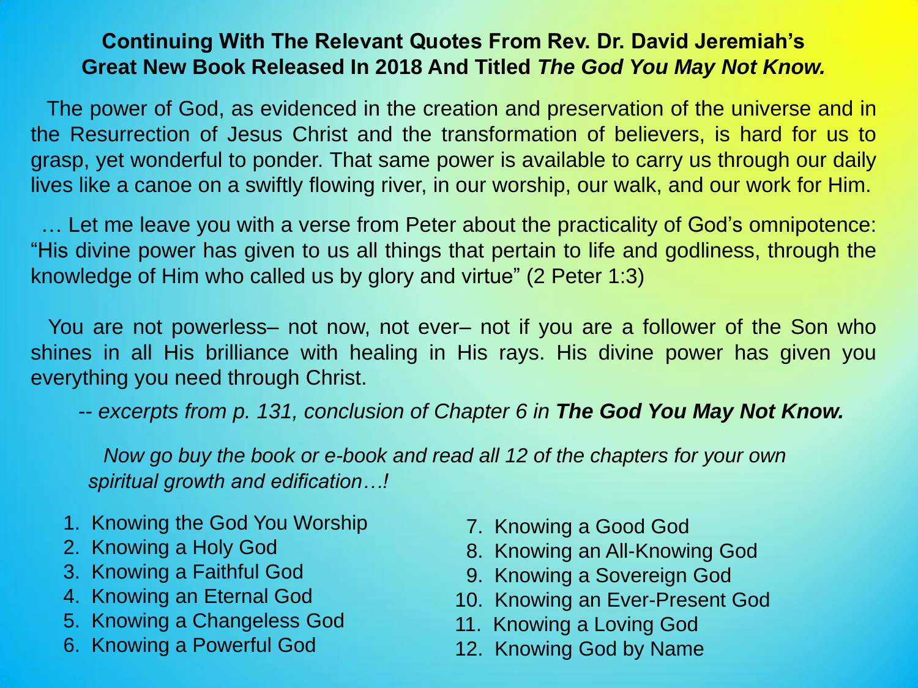**Continuing With The Relevant Quotes From Rev. Dr. David Jeremiah's Great New Book Released In 2018 And Titled *The God You May Not Know.***

The power of God, as evidenced in the creation and preservation of the universe and in the Resurrection of Jesus Christ and the transformation of believers, is hard for us to grasp, yet wonderful to ponder. That same power is available to carry us through our daily lives like a canoe on a swiftly flowing river, in our worship, our walk, and our work for Him.

… Let me leave you with a verse from Peter about the practicality of God's omnipotence: "His divine power has given to us all things that pertain to life and godliness, through the knowledge of Him who called us by glory and virtue" (2 Peter 1:3)

You are not powerless– not now, not ever– not if you are a follower of the Son who shines in all His brilliance with healing in His rays. His divine power has given you everything you need through Christ.

*-- excerpts from p. 131, conclusion of Chapter 6 in **The God You May Not Know.***

*Now go buy the book or e-book and read all 12 of the chapters for your own spiritual growth and edification…!*

1. Knowing the God You Worship
2. Knowing a Holy God
3. Knowing a Faithful God
4. Knowing an Eternal God
5. Knowing a Changeless God
6. Knowing a Powerful God
7. Knowing a Good God
8. Knowing an All-Knowing God
9. Knowing a Sovereign God
10. Knowing an Ever-Present God
11. Knowing a Loving God
12. Knowing God by Name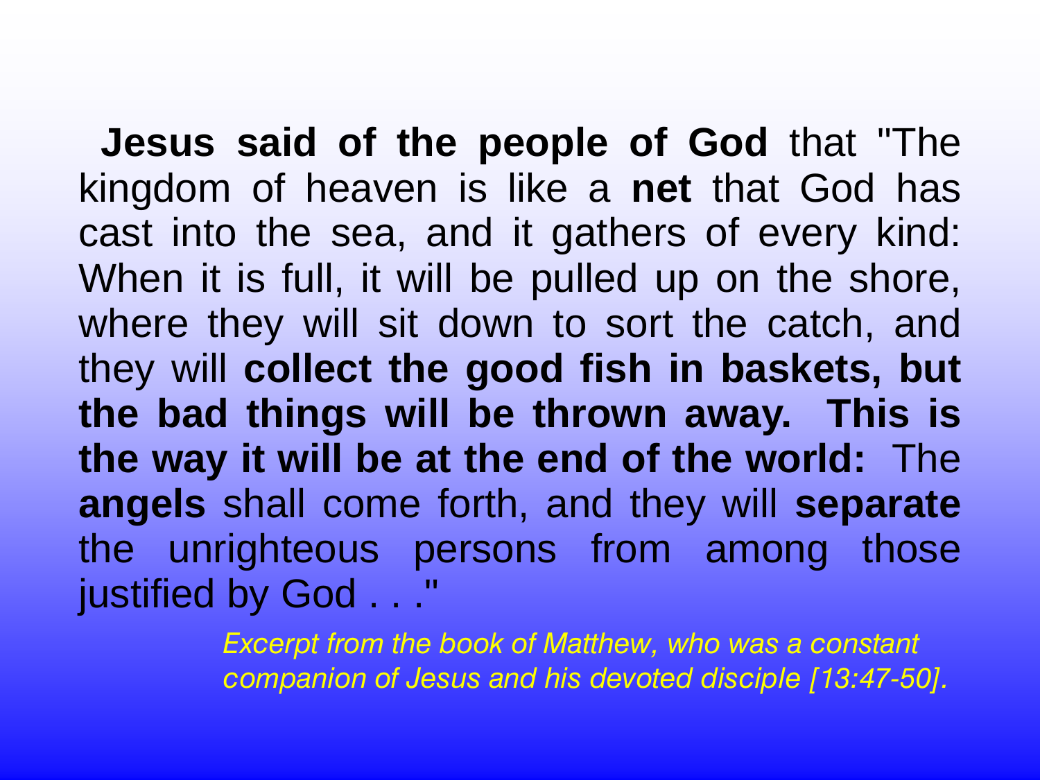**Jesus said of the people of God** that "The kingdom of heaven is like a **net** that God has cast into the sea, and it gathers of every kind: When it is full, it will be pulled up on the shore, where they will sit down to sort the catch, and they will **collect the good fish in baskets, but the bad things will be thrown away. This is the way it will be at the end of the world:** The **angels** shall come forth, and they will **separate** the unrighteous persons from among those justified by God . . ."

*Excerpt from the book of Matthew, who was a constant companion of Jesus and his devoted disciple [13:47-50].*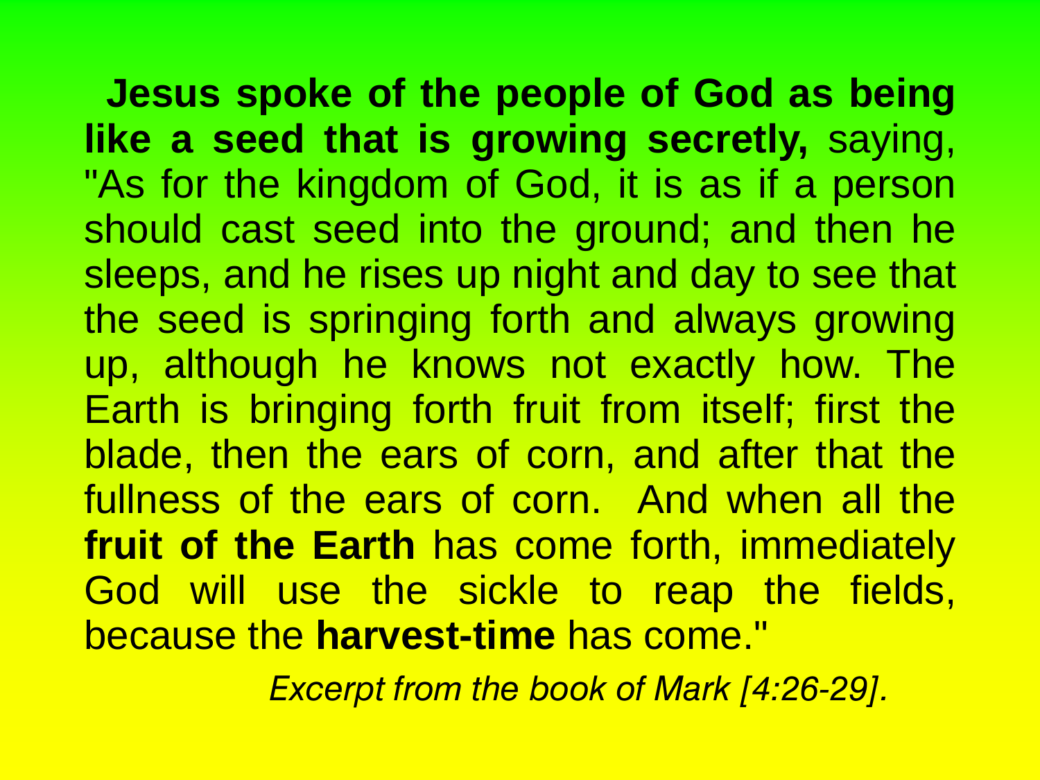**Jesus spoke of the people of God as being like a seed that is growing secretly,** saying, "As for the kingdom of God, it is as if a person should cast seed into the ground; and then he sleeps, and he rises up night and day to see that the seed is springing forth and always growing up, although he knows not exactly how. The Earth is bringing forth fruit from itself; first the blade, then the ears of corn, and after that the fullness of the ears of corn. And when all the **fruit of the Earth** has come forth, immediately God will use the sickle to reap the fields, because the **harvest-time** has come."

*Excerpt from the book of Mark [4:26-29].*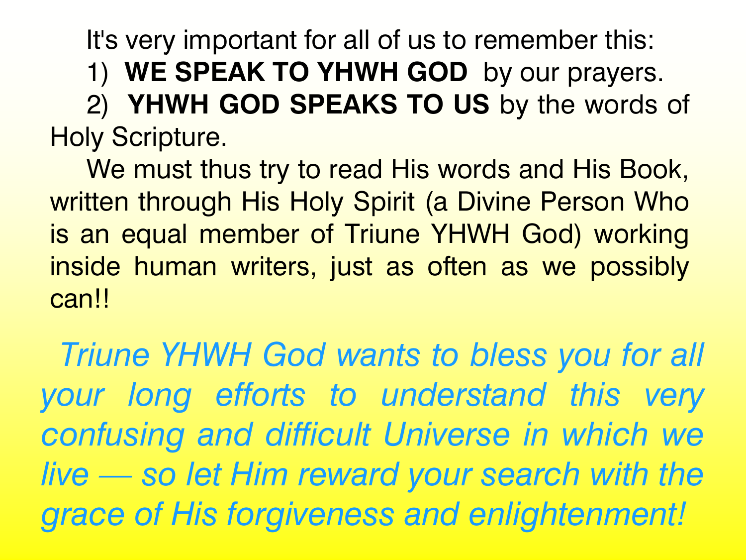It's very important for all of us to remember this:

1) **WE SPEAK TO YHWH GOD** by our prayers.

2) **YHWH GOD SPEAKS TO US** by the words of Holy Scripture.

We must thus try to read His words and His Book, written through His Holy Spirit (a Divine Person Who is an equal member of Triune YHWH God) working inside human writers, just as often as we possibly can!!

*Triune YHWH God wants to bless you for all your long efforts to understand this very confusing and difficult Universe in which we live — so let Him reward your search with the grace of His forgiveness and enlightenment!*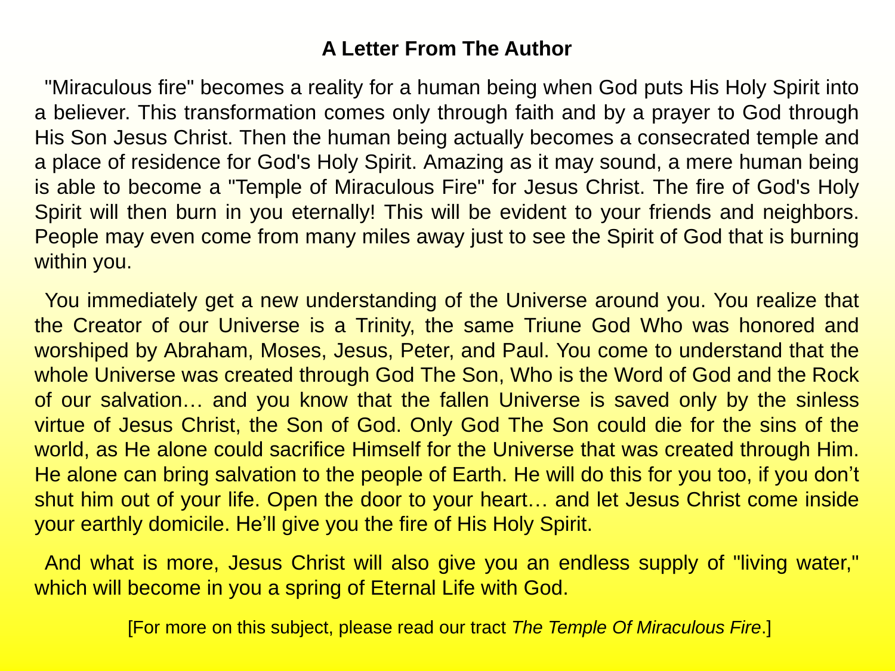## A Letter From The Author

"Miraculous fire" becomes a reality for a human being when God puts His Holy Spirit into a believer. This transformation comes only through faith and by a prayer to God through His Son Jesus Christ. Then the human being actually becomes a consecrated temple and a place of residence for God's Holy Spirit. Amazing as it may sound, a mere human being is able to become a "Temple of Miraculous Fire" for Jesus Christ. The fire of God's Holy Spirit will then burn in you eternally! This will be evident to your friends and neighbors. People may even come from many miles away just to see the Spirit of God that is burning within you.

You immediately get a new understanding of the Universe around you. You realize that the Creator of our Universe is a Trinity, the same Triune God Who was honored and worshiped by Abraham, Moses, Jesus, Peter, and Paul. You come to understand that the whole Universe was created through God The Son, Who is the Word of God and the Rock of our salvation… and you know that the fallen Universe is saved only by the sinless virtue of Jesus Christ, the Son of God. Only God The Son could die for the sins of the world, as He alone could sacrifice Himself for the Universe that was created through Him. He alone can bring salvation to the people of Earth. He will do this for you too, if you don't shut him out of your life. Open the door to your heart… and let Jesus Christ come inside your earthly domicile. He'll give you the fire of His Holy Spirit.

And what is more, Jesus Christ will also give you an endless supply of "living water," which will become in you a spring of Eternal Life with God.

[For more on this subject, please read our tract *The Temple Of Miraculous Fire*.]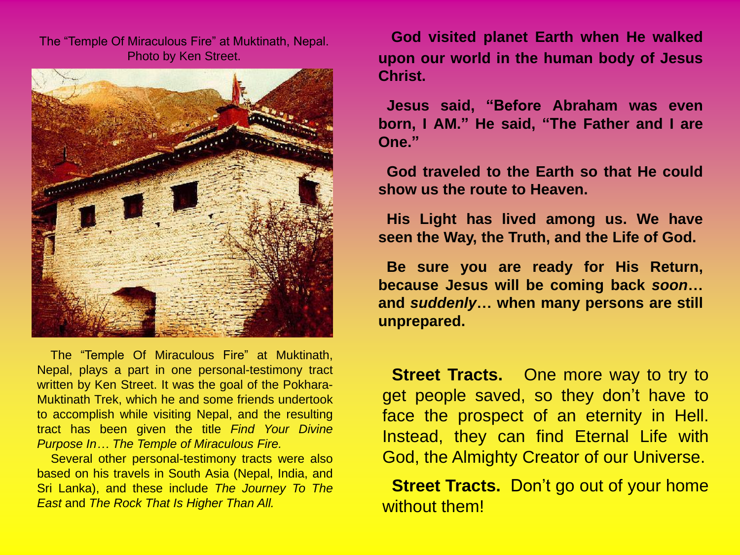The "Temple Of Miraculous Fire" at Muktinath, Nepal. Photo by Ken Street.

The "Temple Of Miraculous Fire" at Muktinath, Nepal, plays a part in one personal-testimony tract written by Ken Street. It was the goal of the Pokhara-Muktinath Trek, which he and some friends undertook to accomplish while visiting Nepal, and the resulting tract has been given the title *Find Your Divine Purpose In… The Temple of Miraculous Fire.*

Several other personal-testimony tracts were also based on his travels in South Asia (Nepal, India, and Sri Lanka), and these include *The Journey To The East* and *The Rock That Is Higher Than All.*

**God visited planet Earth when He walked upon our world in the human body of Jesus Christ.**

**Jesus said, "Before Abraham was even born, I AM." He said, "The Father and I are One."**

**God traveled to the Earth so that He could show us the route to Heaven.**

**His Light has lived among us. We have seen the Way, the Truth, and the Life of God.**

**Be sure you are ready for His Return, because Jesus will be coming back *soon*… and *suddenly*… when many persons are still unprepared.**

**Street Tracts.** One more way to try to get people saved, so they don't have to face the prospect of an eternity in Hell. Instead, they can find Eternal Life with God, the Almighty Creator of our Universe.

**Street Tracts.** Don't go out of your home without them!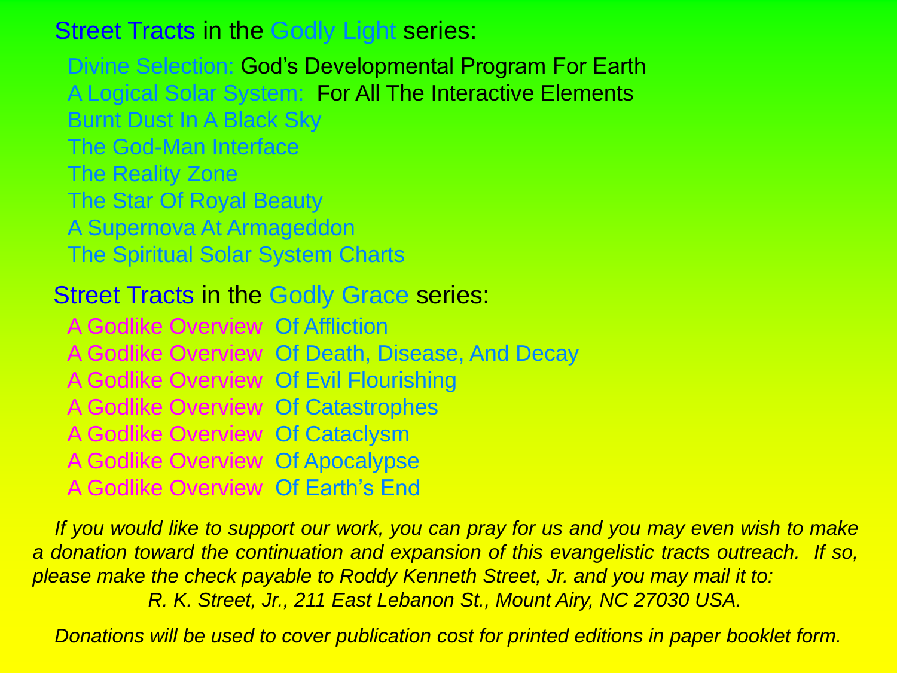## Street Tracts in the Godly Light series:

- Divine Selection: God's Developmental Program For Earth
- A Logical Solar System: For All The Interactive Elements
- Burnt Dust In A Black Sky
- The God-Man Interface
- The Reality Zone
- The Star Of Royal Beauty
- A Supernova At Armageddon
- The Spiritual Solar System Charts

## Street Tracts in the Godly Grace series:

- A Godlike Overview Of Affliction
- A Godlike Overview Of Death, Disease, And Decay
- A Godlike Overview Of Evil Flourishing
- A Godlike Overview Of Catastrophes
- A Godlike Overview Of Cataclysm
- A Godlike Overview Of Apocalypse
- A Godlike Overview Of Earth's End

*If you would like to support our work, you can pray for us and you may even wish to make a donation toward the continuation and expansion of this evangelistic tracts outreach. If so, please make the check payable to Roddy Kenneth Street, Jr. and you may mail it to:*

*R. K. Street, Jr., 211 East Lebanon St., Mount Airy, NC 27030 USA.*

*Donations will be used to cover publication cost for printed editions in paper booklet form.*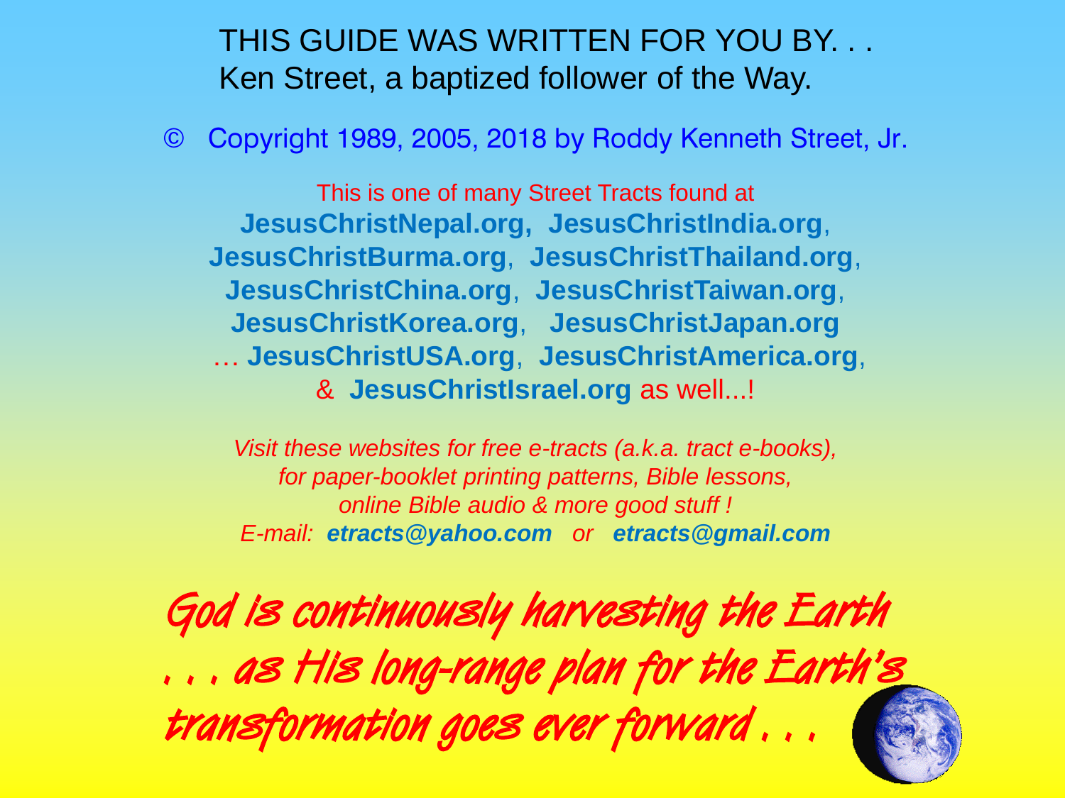THIS GUIDE WAS WRITTEN FOR YOU BY. . .
Ken Street, a baptized follower of the Way.

© Copyright 1989, 2005, 2018 by Roddy Kenneth Street, Jr.

This is one of many Street Tracts found at
**JesusChristNepal.org, JesusChristIndia.org, JesusChristBurma.org, JesusChristThailand.org, JesusChristChina.org, JesusChristTaiwan.org, JesusChristKorea.org, JesusChristJapan.org** … **JesusChristUSA.org, JesusChristAmerica.org,** & **JesusChristIsrael.org** as well...!

*Visit these websites for free e-tracts (a.k.a. tract e-books), for paper-booklet printing patterns, Bible lessons, online Bible audio & more good stuff !*
*E-mail:* ***etracts@yahoo.com*** *or* ***etracts@gmail.com***

*God is continuously harvesting the Earth . . . as His long-range plan for the Earth's transformation goes ever forward . . .*